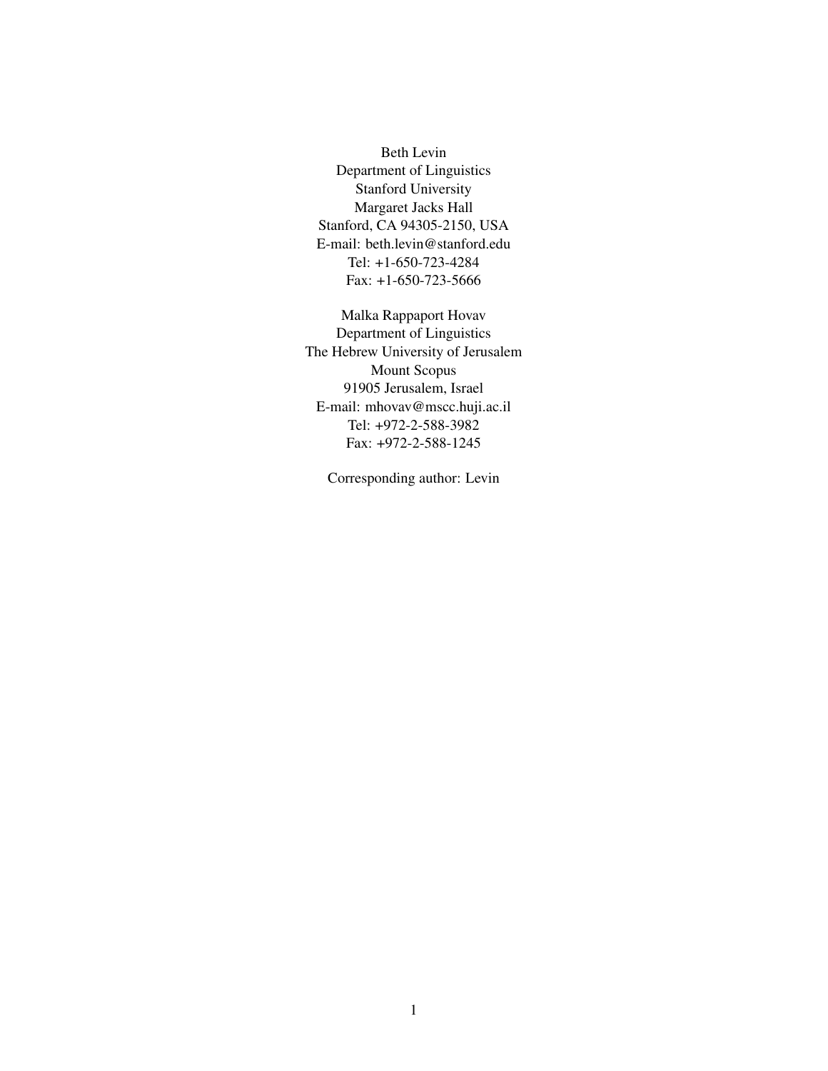Beth Levin
Department of Linguistics
Stanford University
Margaret Jacks Hall
Stanford, CA 94305-2150, USA
E-mail: beth.levin@stanford.edu
Tel: +1-650-723-4284
Fax: +1-650-723-5666

Malka Rappaport Hovav
Department of Linguistics
The Hebrew University of Jerusalem
Mount Scopus
91905 Jerusalem, Israel
E-mail: mhovav@mscc.huji.ac.il
Tel: +972-2-588-3982
Fax: +972-2-588-1245

Corresponding author: Levin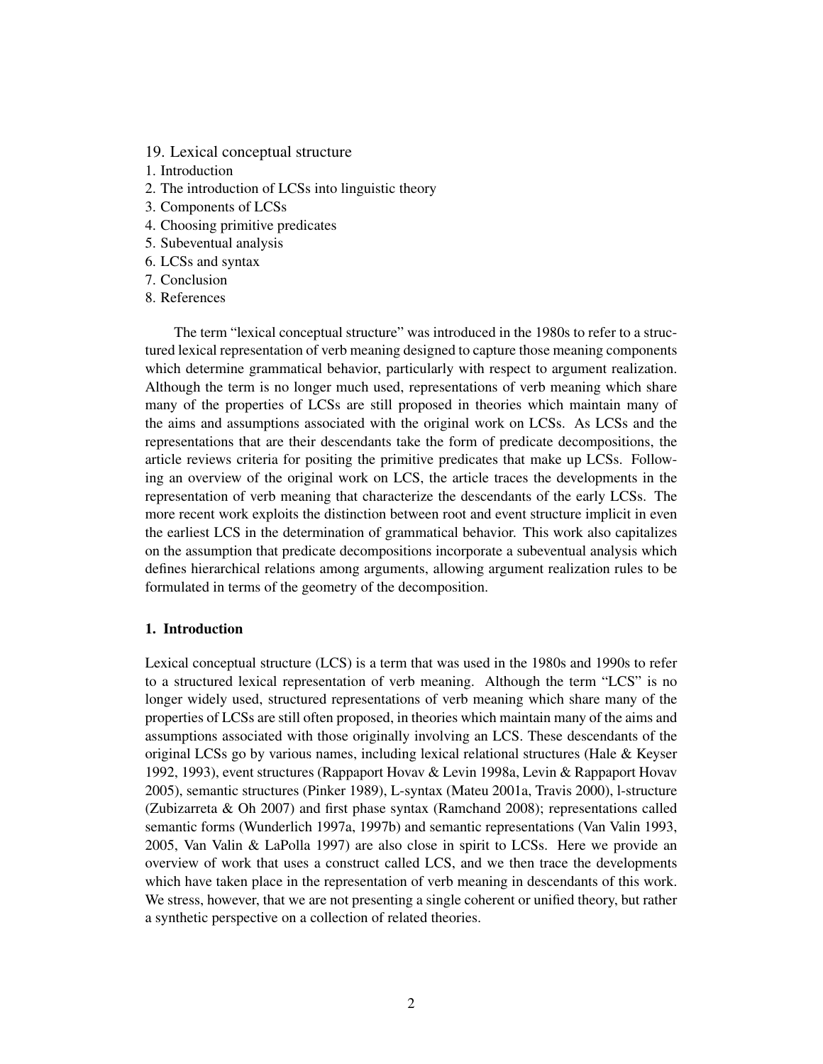# 19. Lexical conceptual structure

1. Introduction
2. The introduction of LCSs into linguistic theory
3. Components of LCSs
4. Choosing primitive predicates
5. Subeventual analysis
6. LCSs and syntax
7. Conclusion
8. References

The term "lexical conceptual structure" was introduced in the 1980s to refer to a structured lexical representation of verb meaning designed to capture those meaning components which determine grammatical behavior, particularly with respect to argument realization. Although the term is no longer much used, representations of verb meaning which share many of the properties of LCSs are still proposed in theories which maintain many of the aims and assumptions associated with the original work on LCSs. As LCSs and the representations that are their descendants take the form of predicate decompositions, the article reviews criteria for positing the primitive predicates that make up LCSs. Following an overview of the original work on LCS, the article traces the developments in the representation of verb meaning that characterize the descendants of the early LCSs. The more recent work exploits the distinction between root and event structure implicit in even the earliest LCS in the determination of grammatical behavior. This work also capitalizes on the assumption that predicate decompositions incorporate a subeventual analysis which defines hierarchical relations among arguments, allowing argument realization rules to be formulated in terms of the geometry of the decomposition.

## 1. Introduction

Lexical conceptual structure (LCS) is a term that was used in the 1980s and 1990s to refer to a structured lexical representation of verb meaning. Although the term "LCS" is no longer widely used, structured representations of verb meaning which share many of the properties of LCSs are still often proposed, in theories which maintain many of the aims and assumptions associated with those originally involving an LCS. These descendants of the original LCSs go by various names, including lexical relational structures (Hale & Keyser 1992, 1993), event structures (Rappaport Hovav & Levin 1998a, Levin & Rappaport Hovav 2005), semantic structures (Pinker 1989), L-syntax (Mateu 2001a, Travis 2000), l-structure (Zubizarreta & Oh 2007) and first phase syntax (Ramchand 2008); representations called semantic forms (Wunderlich 1997a, 1997b) and semantic representations (Van Valin 1993, 2005, Van Valin & LaPolla 1997) are also close in spirit to LCSs. Here we provide an overview of work that uses a construct called LCS, and we then trace the developments which have taken place in the representation of verb meaning in descendants of this work. We stress, however, that we are not presenting a single coherent or unified theory, but rather a synthetic perspective on a collection of related theories.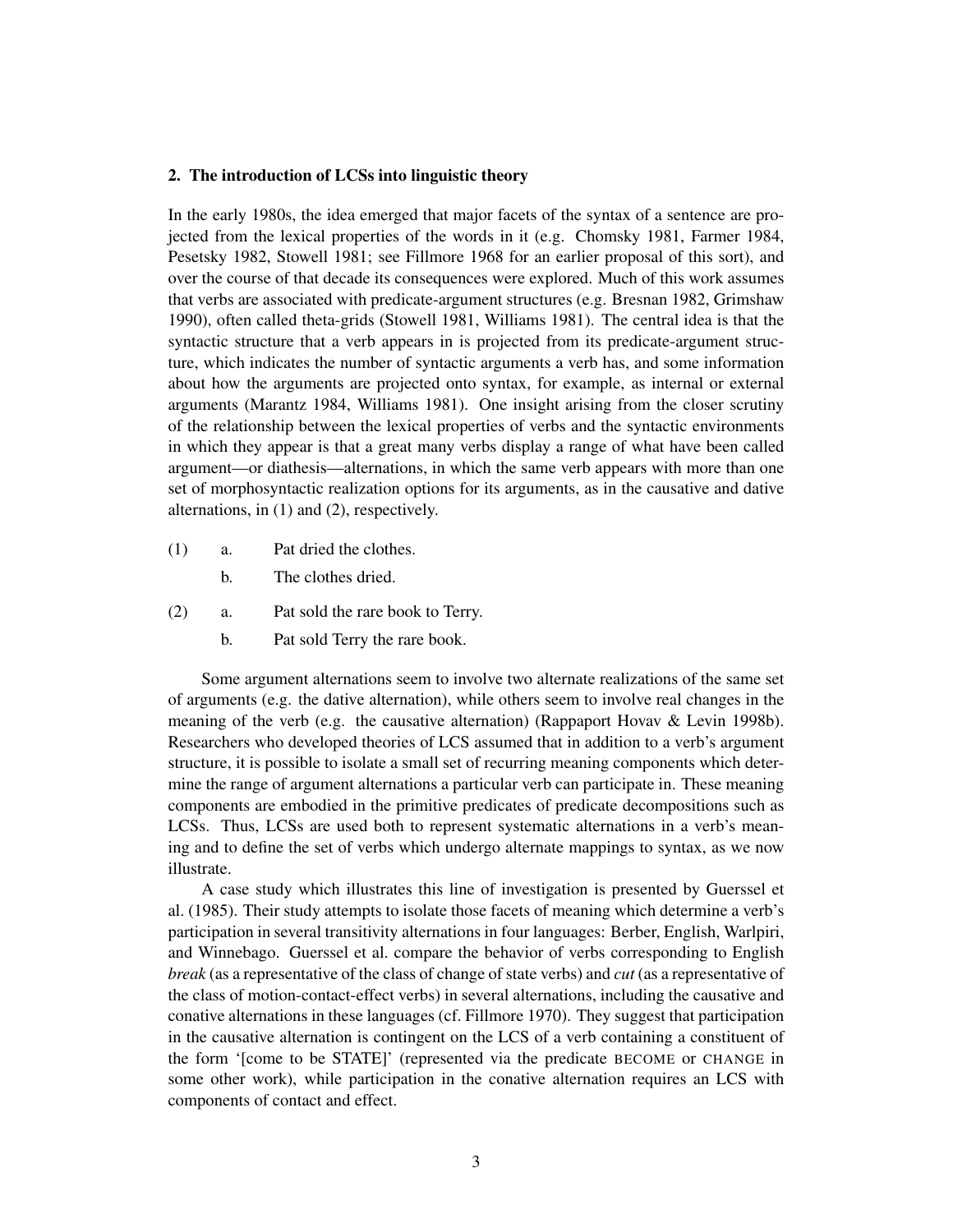## 2. The introduction of LCSs into linguistic theory

In the early 1980s, the idea emerged that major facets of the syntax of a sentence are projected from the lexical properties of the words in it (e.g. Chomsky 1981, Farmer 1984, Pesetsky 1982, Stowell 1981; see Fillmore 1968 for an earlier proposal of this sort), and over the course of that decade its consequences were explored. Much of this work assumes that verbs are associated with predicate-argument structures (e.g. Bresnan 1982, Grimshaw 1990), often called theta-grids (Stowell 1981, Williams 1981). The central idea is that the syntactic structure that a verb appears in is projected from its predicate-argument structure, which indicates the number of syntactic arguments a verb has, and some information about how the arguments are projected onto syntax, for example, as internal or external arguments (Marantz 1984, Williams 1981). One insight arising from the closer scrutiny of the relationship between the lexical properties of verbs and the syntactic environments in which they appear is that a great many verbs display a range of what have been called argument—or diathesis—alternations, in which the same verb appears with more than one set of morphosyntactic realization options for its arguments, as in the causative and dative alternations, in (1) and (2), respectively.

(1) a. Pat dried the clothes.

  b. The clothes dried.

(2) a. Pat sold the rare book to Terry.

  b. Pat sold Terry the rare book.

Some argument alternations seem to involve two alternate realizations of the same set of arguments (e.g. the dative alternation), while others seem to involve real changes in the meaning of the verb (e.g. the causative alternation) (Rappaport Hovav & Levin 1998b). Researchers who developed theories of LCS assumed that in addition to a verb's argument structure, it is possible to isolate a small set of recurring meaning components which determine the range of argument alternations a particular verb can participate in. These meaning components are embodied in the primitive predicates of predicate decompositions such as LCSs. Thus, LCSs are used both to represent systematic alternations in a verb's meaning and to define the set of verbs which undergo alternate mappings to syntax, as we now illustrate.

A case study which illustrates this line of investigation is presented by Guerssel et al. (1985). Their study attempts to isolate those facets of meaning which determine a verb's participation in several transitivity alternations in four languages: Berber, English, Warlpiri, and Winnebago. Guerssel et al. compare the behavior of verbs corresponding to English *break* (as a representative of the class of change of state verbs) and *cut* (as a representative of the class of motion-contact-effect verbs) in several alternations, including the causative and conative alternations in these languages (cf. Fillmore 1970). They suggest that participation in the causative alternation is contingent on the LCS of a verb containing a constituent of the form '[come to be STATE]' (represented via the predicate BECOME or CHANGE in some other work), while participation in the conative alternation requires an LCS with components of contact and effect.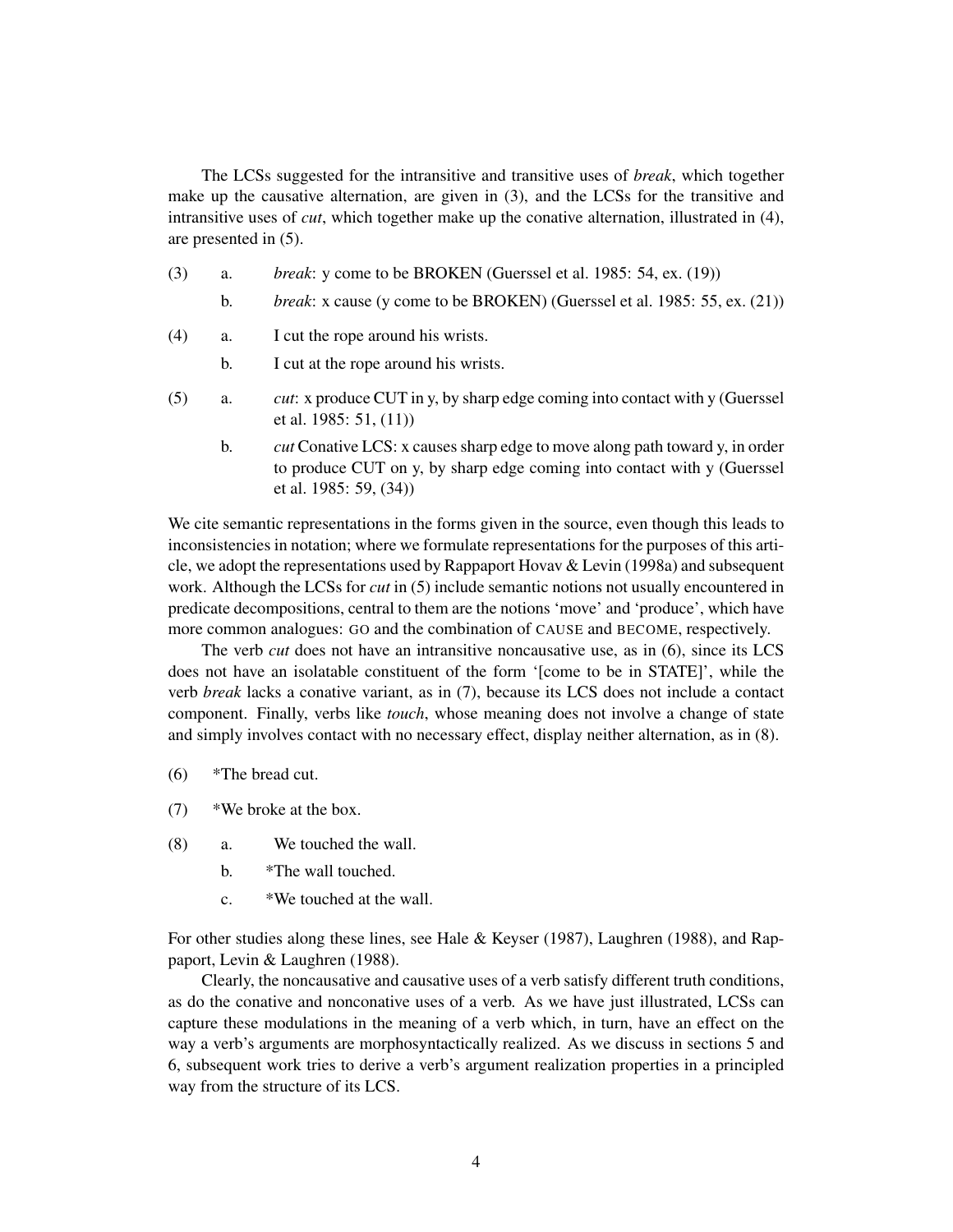The LCSs suggested for the intransitive and transitive uses of *break*, which together make up the causative alternation, are given in (3), and the LCSs for the transitive and intransitive uses of *cut*, which together make up the conative alternation, illustrated in (4), are presented in (5).

(3) a. *break*: y come to be BROKEN (Guerssel et al. 1985: 54, ex. (19))

 b. *break*: x cause (y come to be BROKEN) (Guerssel et al. 1985: 55, ex. (21))

(4) a. I cut the rope around his wrists.

 b. I cut at the rope around his wrists.

(5) a. *cut*: x produce CUT in y, by sharp edge coming into contact with y (Guerssel et al. 1985: 51, (11))

 b. *cut* Conative LCS: x causes sharp edge to move along path toward y, in order to produce CUT on y, by sharp edge coming into contact with y (Guerssel et al. 1985: 59, (34))

We cite semantic representations in the forms given in the source, even though this leads to inconsistencies in notation; where we formulate representations for the purposes of this article, we adopt the representations used by Rappaport Hovav & Levin (1998a) and subsequent work. Although the LCSs for *cut* in (5) include semantic notions not usually encountered in predicate decompositions, central to them are the notions 'move' and 'produce', which have more common analogues: GO and the combination of CAUSE and BECOME, respectively.

The verb *cut* does not have an intransitive noncausative use, as in (6), since its LCS does not have an isolatable constituent of the form '[come to be in STATE]', while the verb *break* lacks a conative variant, as in (7), because its LCS does not include a contact component. Finally, verbs like *touch*, whose meaning does not involve a change of state and simply involves contact with no necessary effect, display neither alternation, as in (8).

(6) *The bread cut.

(7) *We broke at the box.

(8) a. We touched the wall.

 b. *The wall touched.

 c. *We touched at the wall.

For other studies along these lines, see Hale & Keyser (1987), Laughren (1988), and Rappaport, Levin & Laughren (1988).

Clearly, the noncausative and causative uses of a verb satisfy different truth conditions, as do the conative and nonconative uses of a verb. As we have just illustrated, LCSs can capture these modulations in the meaning of a verb which, in turn, have an effect on the way a verb's arguments are morphosyntactically realized. As we discuss in sections 5 and 6, subsequent work tries to derive a verb's argument realization properties in a principled way from the structure of its LCS.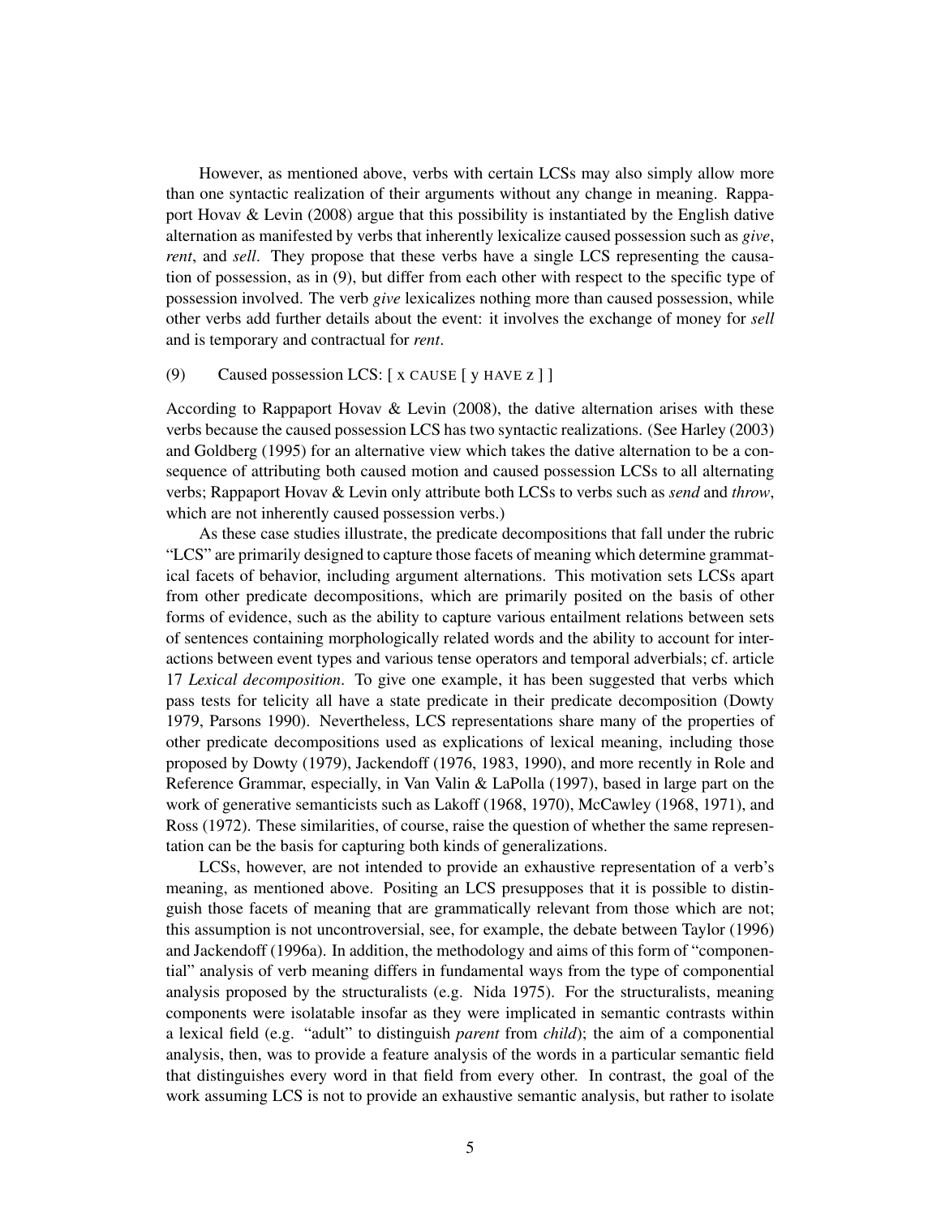However, as mentioned above, verbs with certain LCSs may also simply allow more than one syntactic realization of their arguments without any change in meaning. Rappaport Hovav & Levin (2008) argue that this possibility is instantiated by the English dative alternation as manifested by verbs that inherently lexicalize caused possession such as *give*, *rent*, and *sell*. They propose that these verbs have a single LCS representing the causation of possession, as in (9), but differ from each other with respect to the specific type of possession involved. The verb *give* lexicalizes nothing more than caused possession, while other verbs add further details about the event: it involves the exchange of money for *sell* and is temporary and contractual for *rent*.

(9) Caused possession LCS: [ x CAUSE [ y HAVE z ] ]

According to Rappaport Hovav & Levin (2008), the dative alternation arises with these verbs because the caused possession LCS has two syntactic realizations. (See Harley (2003) and Goldberg (1995) for an alternative view which takes the dative alternation to be a consequence of attributing both caused motion and caused possession LCSs to all alternating verbs; Rappaport Hovav & Levin only attribute both LCSs to verbs such as *send* and *throw*, which are not inherently caused possession verbs.)

As these case studies illustrate, the predicate decompositions that fall under the rubric "LCS" are primarily designed to capture those facets of meaning which determine grammatical facets of behavior, including argument alternations. This motivation sets LCSs apart from other predicate decompositions, which are primarily posited on the basis of other forms of evidence, such as the ability to capture various entailment relations between sets of sentences containing morphologically related words and the ability to account for interactions between event types and various tense operators and temporal adverbials; cf. article 17 *Lexical decomposition*. To give one example, it has been suggested that verbs which pass tests for telicity all have a state predicate in their predicate decomposition (Dowty 1979, Parsons 1990). Nevertheless, LCS representations share many of the properties of other predicate decompositions used as explications of lexical meaning, including those proposed by Dowty (1979), Jackendoff (1976, 1983, 1990), and more recently in Role and Reference Grammar, especially, in Van Valin & LaPolla (1997), based in large part on the work of generative semanticists such as Lakoff (1968, 1970), McCawley (1968, 1971), and Ross (1972). These similarities, of course, raise the question of whether the same representation can be the basis for capturing both kinds of generalizations.

LCSs, however, are not intended to provide an exhaustive representation of a verb's meaning, as mentioned above. Positing an LCS presupposes that it is possible to distinguish those facets of meaning that are grammatically relevant from those which are not; this assumption is not uncontroversial, see, for example, the debate between Taylor (1996) and Jackendoff (1996a). In addition, the methodology and aims of this form of "componential" analysis of verb meaning differs in fundamental ways from the type of componential analysis proposed by the structuralists (e.g. Nida 1975). For the structuralists, meaning components were isolatable insofar as they were implicated in semantic contrasts within a lexical field (e.g. "adult" to distinguish *parent* from *child*); the aim of a componential analysis, then, was to provide a feature analysis of the words in a particular semantic field that distinguishes every word in that field from every other. In contrast, the goal of the work assuming LCS is not to provide an exhaustive semantic analysis, but rather to isolate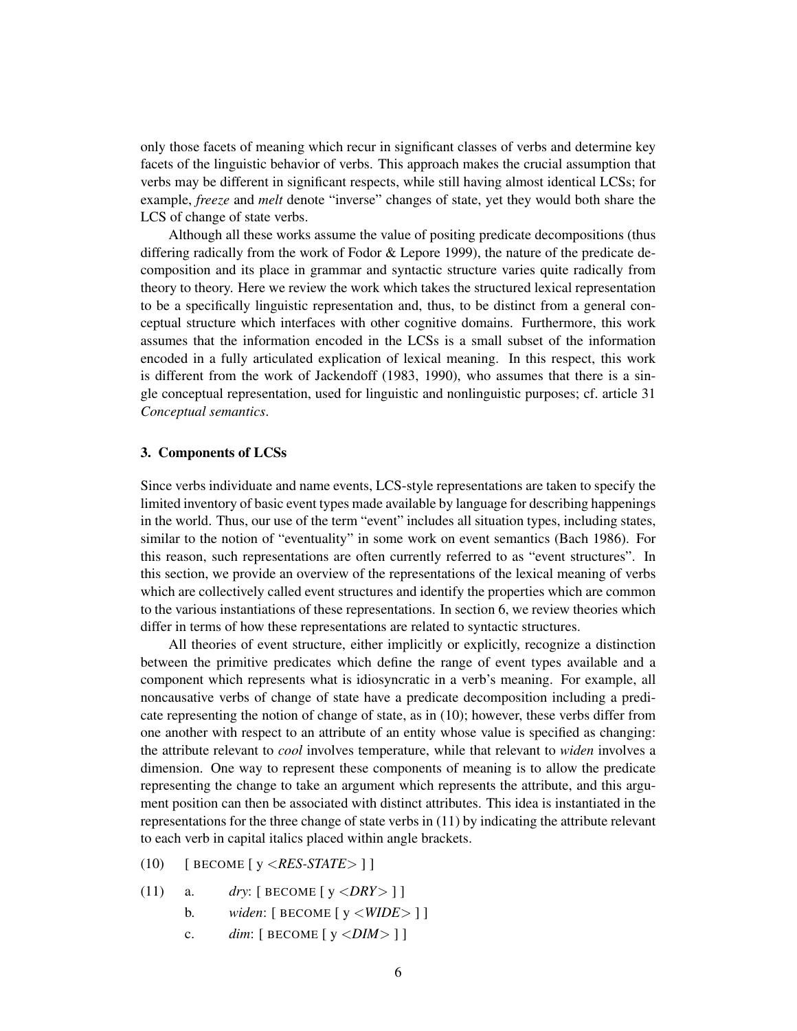only those facets of meaning which recur in significant classes of verbs and determine key facets of the linguistic behavior of verbs. This approach makes the crucial assumption that verbs may be different in significant respects, while still having almost identical LCSs; for example, *freeze* and *melt* denote "inverse" changes of state, yet they would both share the LCS of change of state verbs.

Although all these works assume the value of positing predicate decompositions (thus differing radically from the work of Fodor & Lepore 1999), the nature of the predicate decomposition and its place in grammar and syntactic structure varies quite radically from theory to theory. Here we review the work which takes the structured lexical representation to be a specifically linguistic representation and, thus, to be distinct from a general conceptual structure which interfaces with other cognitive domains. Furthermore, this work assumes that the information encoded in the LCSs is a small subset of the information encoded in a fully articulated explication of lexical meaning. In this respect, this work is different from the work of Jackendoff (1983, 1990), who assumes that there is a single conceptual representation, used for linguistic and nonlinguistic purposes; cf. article 31 *Conceptual semantics*.

## 3. Components of LCSs

Since verbs individuate and name events, LCS-style representations are taken to specify the limited inventory of basic event types made available by language for describing happenings in the world. Thus, our use of the term "event" includes all situation types, including states, similar to the notion of "eventuality" in some work on event semantics (Bach 1986). For this reason, such representations are often currently referred to as "event structures". In this section, we provide an overview of the representations of the lexical meaning of verbs which are collectively called event structures and identify the properties which are common to the various instantiations of these representations. In section 6, we review theories which differ in terms of how these representations are related to syntactic structures.

All theories of event structure, either implicitly or explicitly, recognize a distinction between the primitive predicates which define the range of event types available and a component which represents what is idiosyncratic in a verb's meaning. For example, all noncausative verbs of change of state have a predicate decomposition including a predicate representing the notion of change of state, as in (10); however, these verbs differ from one another with respect to an attribute of an entity whose value is specified as changing: the attribute relevant to *cool* involves temperature, while that relevant to *widen* involves a dimension. One way to represent these components of meaning is to allow the predicate representing the change to take an argument which represents the attribute, and this argument position can then be associated with distinct attributes. This idea is instantiated in the representations for the three change of state verbs in (11) by indicating the attribute relevant to each verb in capital italics placed within angle brackets.

(10) [ BECOME [ y <*RES-STATE*> ] ]

(11) a. *dry*: [ BECOME [ y <*DRY*> ] ]

b. *widen*: [ BECOME [ y <*WIDE*> ] ]

c. *dim*: [ BECOME [ y <*DIM*> ] ]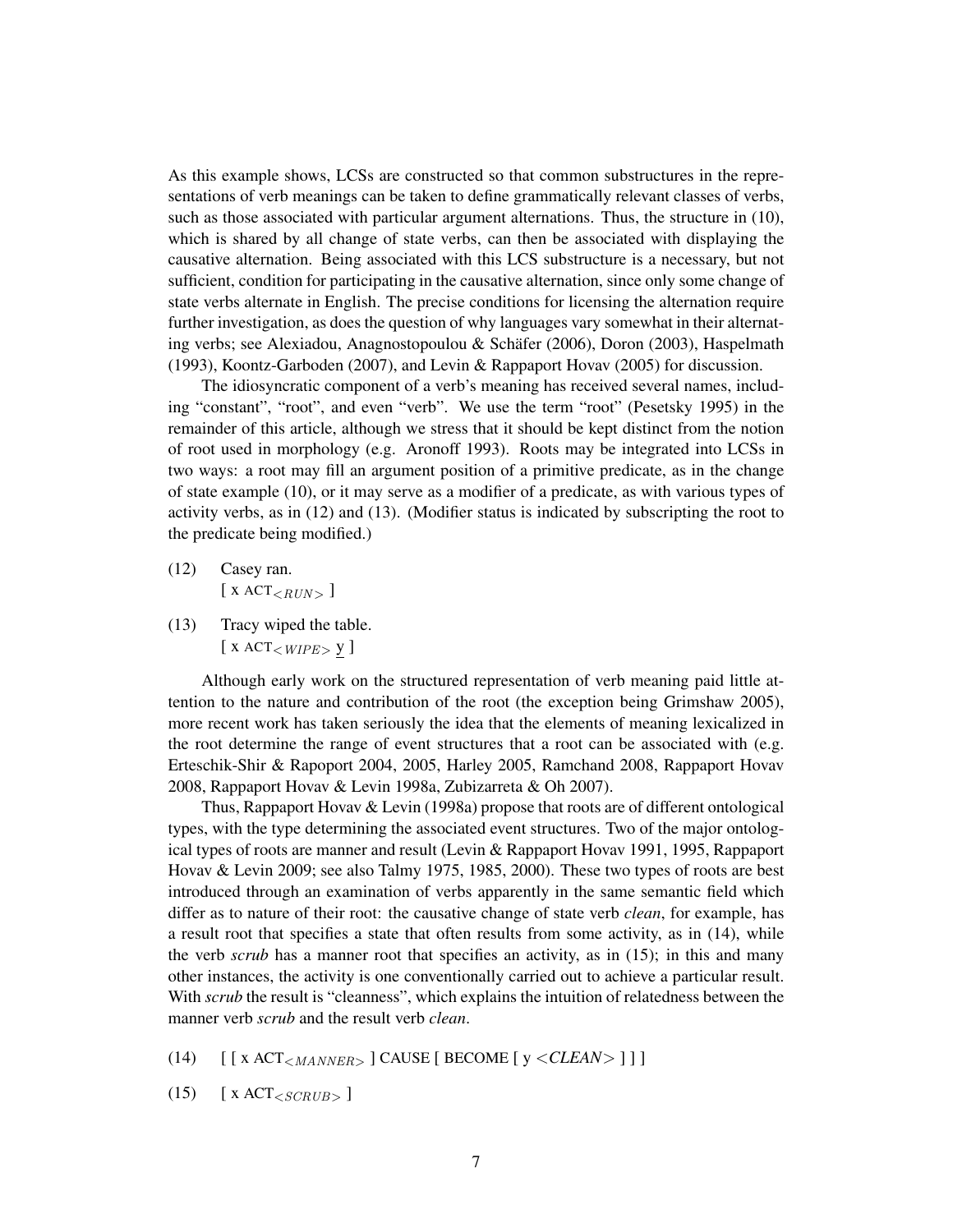As this example shows, LCSs are constructed so that common substructures in the representations of verb meanings can be taken to define grammatically relevant classes of verbs, such as those associated with particular argument alternations. Thus, the structure in (10), which is shared by all change of state verbs, can then be associated with displaying the causative alternation. Being associated with this LCS substructure is a necessary, but not sufficient, condition for participating in the causative alternation, since only some change of state verbs alternate in English. The precise conditions for licensing the alternation require further investigation, as does the question of why languages vary somewhat in their alternating verbs; see Alexiadou, Anagnostopoulou & Schäfer (2006), Doron (2003), Haspelmath (1993), Koontz-Garboden (2007), and Levin & Rappaport Hovav (2005) for discussion.

The idiosyncratic component of a verb's meaning has received several names, including "constant", "root", and even "verb". We use the term "root" (Pesetsky 1995) in the remainder of this article, although we stress that it should be kept distinct from the notion of root used in morphology (e.g. Aronoff 1993). Roots may be integrated into LCSs in two ways: a root may fill an argument position of a primitive predicate, as in the change of state example (10), or it may serve as a modifier of a predicate, as with various types of activity verbs, as in (12) and (13). (Modifier status is indicated by subscripting the root to the predicate being modified.)

(12) Casey ran.
[ x $\text{ACT}_{<RUN>}$ ]

(13) Tracy wiped the table.
[ x $\text{ACT}_{<WIPE>}$ $\underline{\text{y}}$ ]

Although early work on the structured representation of verb meaning paid little attention to the nature and contribution of the root (the exception being Grimshaw 2005), more recent work has taken seriously the idea that the elements of meaning lexicalized in the root determine the range of event structures that a root can be associated with (e.g. Erteschik-Shir & Rapoport 2004, 2005, Harley 2005, Ramchand 2008, Rappaport Hovav 2008, Rappaport Hovav & Levin 1998a, Zubizarreta & Oh 2007).

Thus, Rappaport Hovav & Levin (1998a) propose that roots are of different ontological types, with the type determining the associated event structures. Two of the major ontological types of roots are manner and result (Levin & Rappaport Hovav 1991, 1995, Rappaport Hovav & Levin 2009; see also Talmy 1975, 1985, 2000). These two types of roots are best introduced through an examination of verbs apparently in the same semantic field which differ as to nature of their root: the causative change of state verb *clean*, for example, has a result root that specifies a state that often results from some activity, as in (14), while the verb *scrub* has a manner root that specifies an activity, as in (15); in this and many other instances, the activity is one conventionally carried out to achieve a particular result. With *scrub* the result is "cleanness", which explains the intuition of relatedness between the manner verb *scrub* and the result verb *clean*.

(14) [ [ x $\text{ACT}_{<MANNER>}$ ] CAUSE [ BECOME [ y <*CLEAN*> ] ] ]

(15) [ x $\text{ACT}_{<SCRUB>}$ ]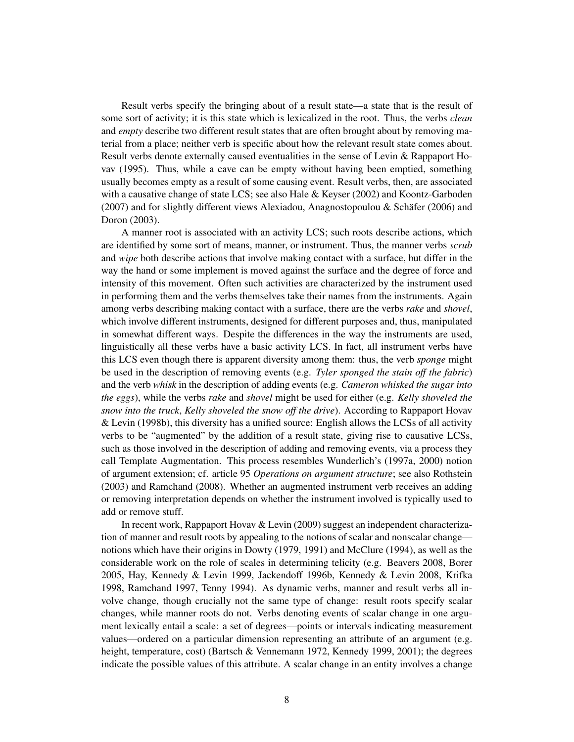Result verbs specify the bringing about of a result state—a state that is the result of some sort of activity; it is this state which is lexicalized in the root. Thus, the verbs *clean* and *empty* describe two different result states that are often brought about by removing material from a place; neither verb is specific about how the relevant result state comes about. Result verbs denote externally caused eventualities in the sense of Levin & Rappaport Hovav (1995). Thus, while a cave can be empty without having been emptied, something usually becomes empty as a result of some causing event. Result verbs, then, are associated with a causative change of state LCS; see also Hale & Keyser (2002) and Koontz-Garboden (2007) and for slightly different views Alexiadou, Anagnostopoulou & Schäfer (2006) and Doron (2003).

A manner root is associated with an activity LCS; such roots describe actions, which are identified by some sort of means, manner, or instrument. Thus, the manner verbs *scrub* and *wipe* both describe actions that involve making contact with a surface, but differ in the way the hand or some implement is moved against the surface and the degree of force and intensity of this movement. Often such activities are characterized by the instrument used in performing them and the verbs themselves take their names from the instruments. Again among verbs describing making contact with a surface, there are the verbs *rake* and *shovel*, which involve different instruments, designed for different purposes and, thus, manipulated in somewhat different ways. Despite the differences in the way the instruments are used, linguistically all these verbs have a basic activity LCS. In fact, all instrument verbs have this LCS even though there is apparent diversity among them: thus, the verb *sponge* might be used in the description of removing events (e.g. *Tyler sponged the stain off the fabric*) and the verb *whisk* in the description of adding events (e.g. *Cameron whisked the sugar into the eggs*), while the verbs *rake* and *shovel* might be used for either (e.g. *Kelly shoveled the snow into the truck*, *Kelly shoveled the snow off the drive*). According to Rappaport Hovav & Levin (1998b), this diversity has a unified source: English allows the LCSs of all activity verbs to be "augmented" by the addition of a result state, giving rise to causative LCSs, such as those involved in the description of adding and removing events, via a process they call Template Augmentation. This process resembles Wunderlich's (1997a, 2000) notion of argument extension; cf. article 95 *Operations on argument structure*; see also Rothstein (2003) and Ramchand (2008). Whether an augmented instrument verb receives an adding or removing interpretation depends on whether the instrument involved is typically used to add or remove stuff.

In recent work, Rappaport Hovav & Levin (2009) suggest an independent characterization of manner and result roots by appealing to the notions of scalar and nonscalar change—notions which have their origins in Dowty (1979, 1991) and McClure (1994), as well as the considerable work on the role of scales in determining telicity (e.g. Beavers 2008, Borer 2005, Hay, Kennedy & Levin 1999, Jackendoff 1996b, Kennedy & Levin 2008, Krifka 1998, Ramchand 1997, Tenny 1994). As dynamic verbs, manner and result verbs all involve change, though crucially not the same type of change: result roots specify scalar changes, while manner roots do not. Verbs denoting events of scalar change in one argument lexically entail a scale: a set of degrees—points or intervals indicating measurement values—ordered on a particular dimension representing an attribute of an argument (e.g. height, temperature, cost) (Bartsch & Vennemann 1972, Kennedy 1999, 2001); the degrees indicate the possible values of this attribute. A scalar change in an entity involves a change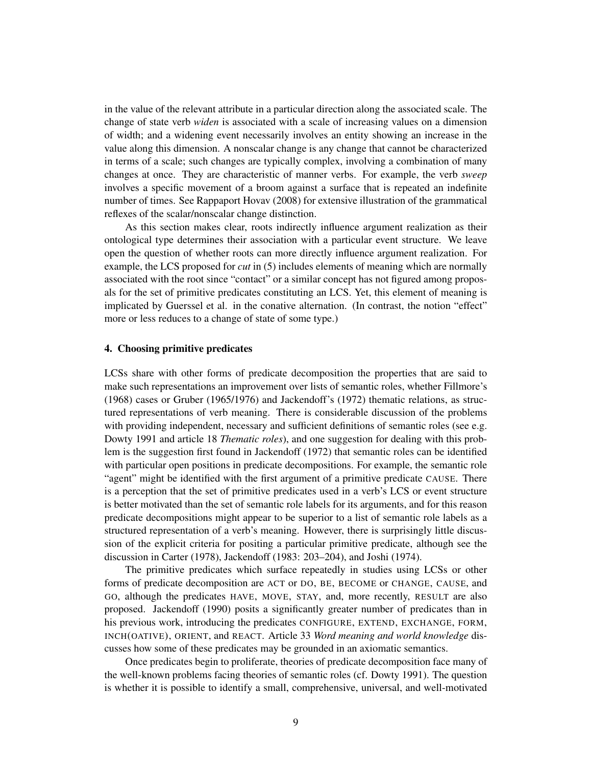in the value of the relevant attribute in a particular direction along the associated scale. The change of state verb *widen* is associated with a scale of increasing values on a dimension of width; and a widening event necessarily involves an entity showing an increase in the value along this dimension. A nonscalar change is any change that cannot be characterized in terms of a scale; such changes are typically complex, involving a combination of many changes at once. They are characteristic of manner verbs. For example, the verb *sweep* involves a specific movement of a broom against a surface that is repeated an indefinite number of times. See Rappaport Hovav (2008) for extensive illustration of the grammatical reflexes of the scalar/nonscalar change distinction.

As this section makes clear, roots indirectly influence argument realization as their ontological type determines their association with a particular event structure. We leave open the question of whether roots can more directly influence argument realization. For example, the LCS proposed for *cut* in (5) includes elements of meaning which are normally associated with the root since "contact" or a similar concept has not figured among proposals for the set of primitive predicates constituting an LCS. Yet, this element of meaning is implicated by Guerssel et al. in the conative alternation. (In contrast, the notion "effect" more or less reduces to a change of state of some type.)

## 4. Choosing primitive predicates

LCSs share with other forms of predicate decomposition the properties that are said to make such representations an improvement over lists of semantic roles, whether Fillmore's (1968) cases or Gruber (1965/1976) and Jackendoff's (1972) thematic relations, as structured representations of verb meaning. There is considerable discussion of the problems with providing independent, necessary and sufficient definitions of semantic roles (see e.g. Dowty 1991 and article 18 *Thematic roles*), and one suggestion for dealing with this problem is the suggestion first found in Jackendoff (1972) that semantic roles can be identified with particular open positions in predicate decompositions. For example, the semantic role "agent" might be identified with the first argument of a primitive predicate CAUSE. There is a perception that the set of primitive predicates used in a verb's LCS or event structure is better motivated than the set of semantic role labels for its arguments, and for this reason predicate decompositions might appear to be superior to a list of semantic role labels as a structured representation of a verb's meaning. However, there is surprisingly little discussion of the explicit criteria for positing a particular primitive predicate, although see the discussion in Carter (1978), Jackendoff (1983: 203–204), and Joshi (1974).

The primitive predicates which surface repeatedly in studies using LCSs or other forms of predicate decomposition are ACT or DO, BE, BECOME or CHANGE, CAUSE, and GO, although the predicates HAVE, MOVE, STAY, and, more recently, RESULT are also proposed. Jackendoff (1990) posits a significantly greater number of predicates than in his previous work, introducing the predicates CONFIGURE, EXTEND, EXCHANGE, FORM, INCH(OATIVE), ORIENT, and REACT. Article 33 *Word meaning and world knowledge* discusses how some of these predicates may be grounded in an axiomatic semantics.

Once predicates begin to proliferate, theories of predicate decomposition face many of the well-known problems facing theories of semantic roles (cf. Dowty 1991). The question is whether it is possible to identify a small, comprehensive, universal, and well-motivated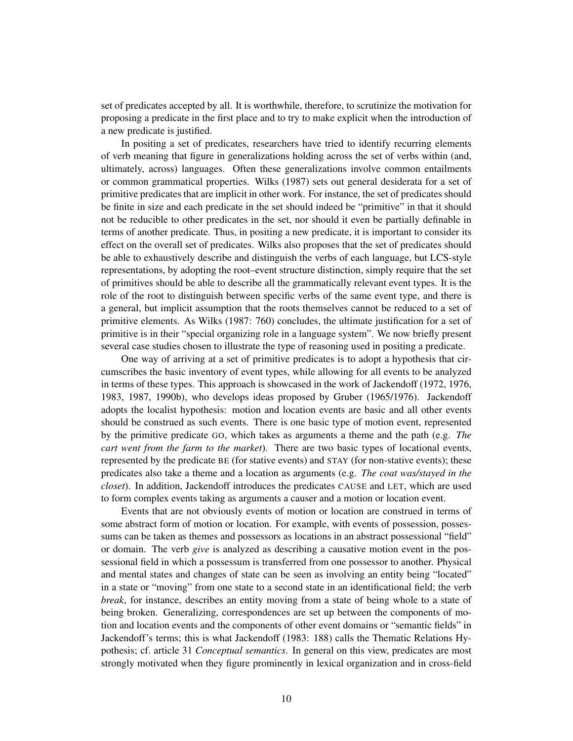set of predicates accepted by all. It is worthwhile, therefore, to scrutinize the motivation for proposing a predicate in the first place and to try to make explicit when the introduction of a new predicate is justified.

In positing a set of predicates, researchers have tried to identify recurring elements of verb meaning that figure in generalizations holding across the set of verbs within (and, ultimately, across) languages. Often these generalizations involve common entailments or common grammatical properties. Wilks (1987) sets out general desiderata for a set of primitive predicates that are implicit in other work. For instance, the set of predicates should be finite in size and each predicate in the set should indeed be "primitive" in that it should not be reducible to other predicates in the set, nor should it even be partially definable in terms of another predicate. Thus, in positing a new predicate, it is important to consider its effect on the overall set of predicates. Wilks also proposes that the set of predicates should be able to exhaustively describe and distinguish the verbs of each language, but LCS-style representations, by adopting the root–event structure distinction, simply require that the set of primitives should be able to describe all the grammatically relevant event types. It is the role of the root to distinguish between specific verbs of the same event type, and there is a general, but implicit assumption that the roots themselves cannot be reduced to a set of primitive elements. As Wilks (1987: 760) concludes, the ultimate justification for a set of primitive is in their "special organizing role in a language system". We now briefly present several case studies chosen to illustrate the type of reasoning used in positing a predicate.

One way of arriving at a set of primitive predicates is to adopt a hypothesis that circumscribes the basic inventory of event types, while allowing for all events to be analyzed in terms of these types. This approach is showcased in the work of Jackendoff (1972, 1976, 1983, 1987, 1990b), who develops ideas proposed by Gruber (1965/1976). Jackendoff adopts the localist hypothesis: motion and location events are basic and all other events should be construed as such events. There is one basic type of motion event, represented by the primitive predicate GO, which takes as arguments a theme and the path (e.g. *The cart went from the farm to the market*). There are two basic types of locational events, represented by the predicate BE (for stative events) and STAY (for non-stative events); these predicates also take a theme and a location as arguments (e.g. *The coat was/stayed in the closet*). In addition, Jackendoff introduces the predicates CAUSE and LET, which are used to form complex events taking as arguments a causer and a motion or location event.

Events that are not obviously events of motion or location are construed in terms of some abstract form of motion or location. For example, with events of possession, possessums can be taken as themes and possessors as locations in an abstract possessional "field" or domain. The verb *give* is analyzed as describing a causative motion event in the possessional field in which a possessum is transferred from one possessor to another. Physical and mental states and changes of state can be seen as involving an entity being "located" in a state or "moving" from one state to a second state in an identificational field; the verb *break*, for instance, describes an entity moving from a state of being whole to a state of being broken. Generalizing, correspondences are set up between the components of motion and location events and the components of other event domains or "semantic fields" in Jackendoff's terms; this is what Jackendoff (1983: 188) calls the Thematic Relations Hypothesis; cf. article 31 *Conceptual semantics*. In general on this view, predicates are most strongly motivated when they figure prominently in lexical organization and in cross-field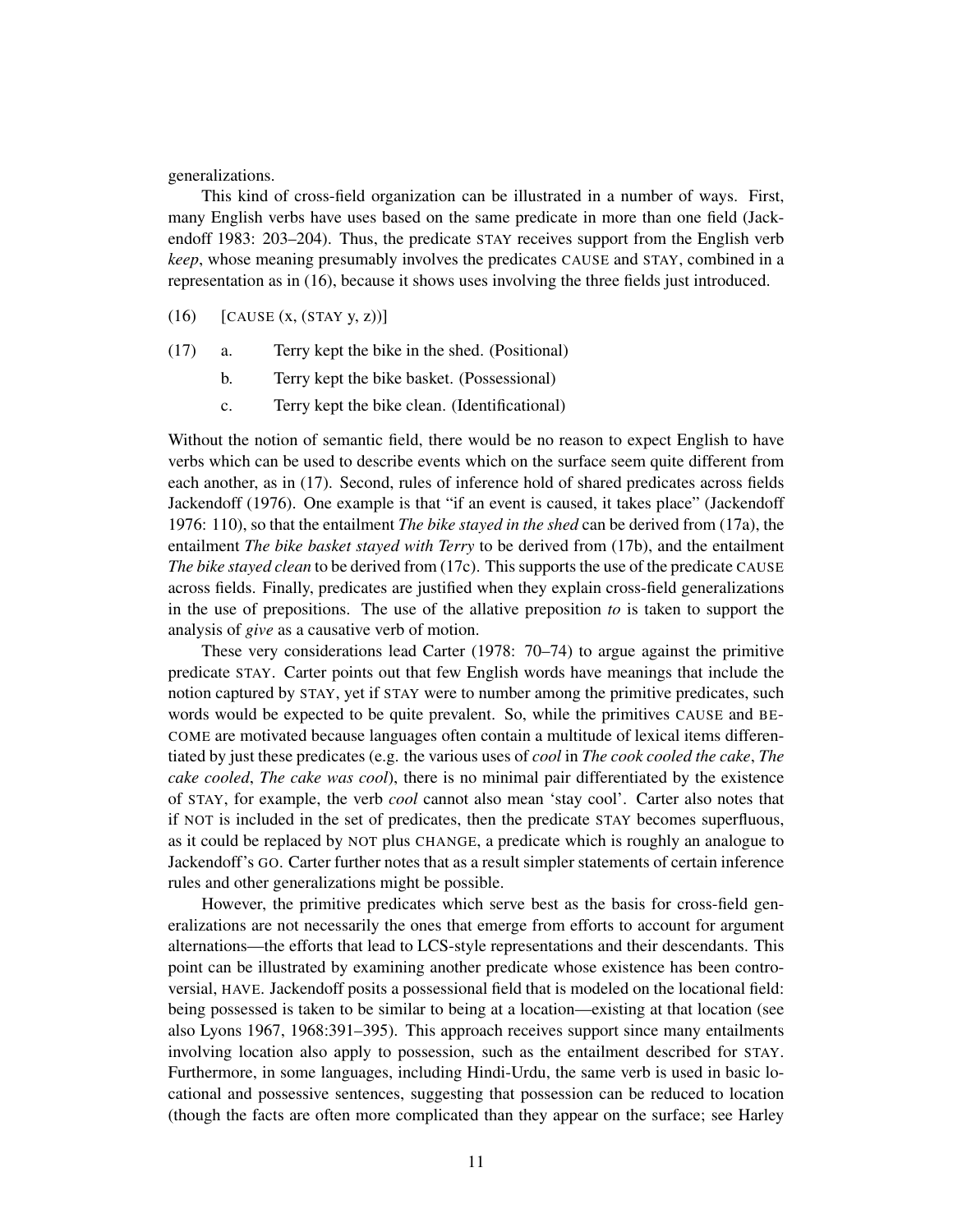generalizations.

This kind of cross-field organization can be illustrated in a number of ways. First, many English verbs have uses based on the same predicate in more than one field (Jackendoff 1983: 203–204). Thus, the predicate STAY receives support from the English verb *keep*, whose meaning presumably involves the predicates CAUSE and STAY, combined in a representation as in (16), because it shows uses involving the three fields just introduced.

(16) [CAUSE (x, (STAY y, z))]

(17) a. Terry kept the bike in the shed. (Positional)

  b. Terry kept the bike basket. (Possessional)

  c. Terry kept the bike clean. (Identificational)

Without the notion of semantic field, there would be no reason to expect English to have verbs which can be used to describe events which on the surface seem quite different from each another, as in (17). Second, rules of inference hold of shared predicates across fields Jackendoff (1976). One example is that "if an event is caused, it takes place" (Jackendoff 1976: 110), so that the entailment *The bike stayed in the shed* can be derived from (17a), the entailment *The bike basket stayed with Terry* to be derived from (17b), and the entailment *The bike stayed clean* to be derived from (17c). This supports the use of the predicate CAUSE across fields. Finally, predicates are justified when they explain cross-field generalizations in the use of prepositions. The use of the allative preposition *to* is taken to support the analysis of *give* as a causative verb of motion.

These very considerations lead Carter (1978: 70–74) to argue against the primitive predicate STAY. Carter points out that few English words have meanings that include the notion captured by STAY, yet if STAY were to number among the primitive predicates, such words would be expected to be quite prevalent. So, while the primitives CAUSE and BECOME are motivated because languages often contain a multitude of lexical items differentiated by just these predicates (e.g. the various uses of *cool* in *The cook cooled the cake*, *The cake cooled*, *The cake was cool*), there is no minimal pair differentiated by the existence of STAY, for example, the verb *cool* cannot also mean 'stay cool'. Carter also notes that if NOT is included in the set of predicates, then the predicate STAY becomes superfluous, as it could be replaced by NOT plus CHANGE, a predicate which is roughly an analogue to Jackendoff's GO. Carter further notes that as a result simpler statements of certain inference rules and other generalizations might be possible.

However, the primitive predicates which serve best as the basis for cross-field generalizations are not necessarily the ones that emerge from efforts to account for argument alternations—the efforts that lead to LCS-style representations and their descendants. This point can be illustrated by examining another predicate whose existence has been controversial, HAVE. Jackendoff posits a possessional field that is modeled on the locational field: being possessed is taken to be similar to being at a location—existing at that location (see also Lyons 1967, 1968:391–395). This approach receives support since many entailments involving location also apply to possession, such as the entailment described for STAY. Furthermore, in some languages, including Hindi-Urdu, the same verb is used in basic locational and possessive sentences, suggesting that possession can be reduced to location (though the facts are often more complicated than they appear on the surface; see Harley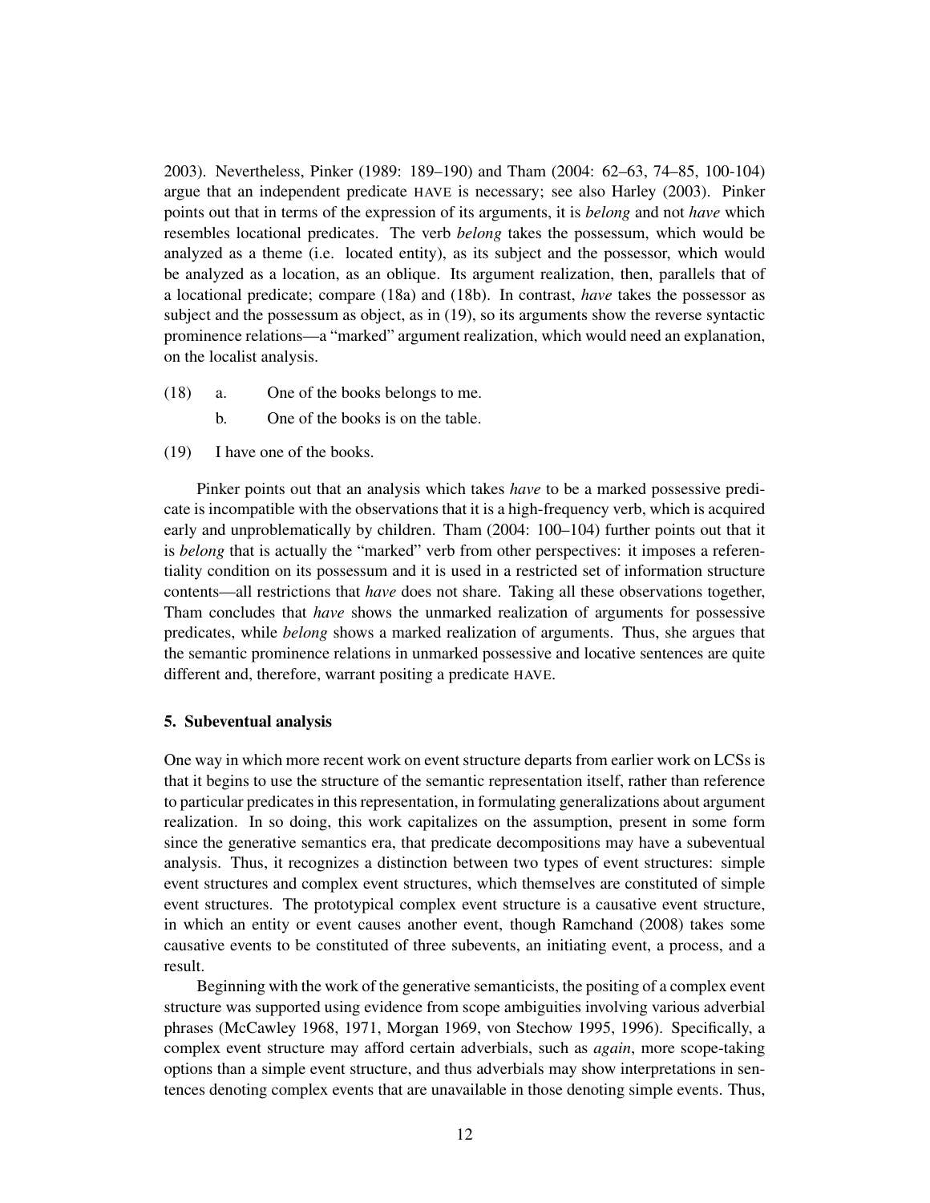2003). Nevertheless, Pinker (1989: 189–190) and Tham (2004: 62–63, 74–85, 100-104) argue that an independent predicate HAVE is necessary; see also Harley (2003). Pinker points out that in terms of the expression of its arguments, it is *belong* and not *have* which resembles locational predicates. The verb *belong* takes the possessum, which would be analyzed as a theme (i.e. located entity), as its subject and the possessor, which would be analyzed as a location, as an oblique. Its argument realization, then, parallels that of a locational predicate; compare (18a) and (18b). In contrast, *have* takes the possessor as subject and the possessum as object, as in (19), so its arguments show the reverse syntactic prominence relations—a "marked" argument realization, which would need an explanation, on the localist analysis.

(18) a. One of the books belongs to me.

  b. One of the books is on the table.

(19) I have one of the books.

Pinker points out that an analysis which takes *have* to be a marked possessive predicate is incompatible with the observations that it is a high-frequency verb, which is acquired early and unproblematically by children. Tham (2004: 100–104) further points out that it is *belong* that is actually the "marked" verb from other perspectives: it imposes a referentiality condition on its possessum and it is used in a restricted set of information structure contents—all restrictions that *have* does not share. Taking all these observations together, Tham concludes that *have* shows the unmarked realization of arguments for possessive predicates, while *belong* shows a marked realization of arguments. Thus, she argues that the semantic prominence relations in unmarked possessive and locative sentences are quite different and, therefore, warrant positing a predicate HAVE.

### 5. Subeventual analysis

One way in which more recent work on event structure departs from earlier work on LCSs is that it begins to use the structure of the semantic representation itself, rather than reference to particular predicates in this representation, in formulating generalizations about argument realization. In so doing, this work capitalizes on the assumption, present in some form since the generative semantics era, that predicate decompositions may have a subeventual analysis. Thus, it recognizes a distinction between two types of event structures: simple event structures and complex event structures, which themselves are constituted of simple event structures. The prototypical complex event structure is a causative event structure, in which an entity or event causes another event, though Ramchand (2008) takes some causative events to be constituted of three subevents, an initiating event, a process, and a result.

Beginning with the work of the generative semanticists, the positing of a complex event structure was supported using evidence from scope ambiguities involving various adverbial phrases (McCawley 1968, 1971, Morgan 1969, von Stechow 1995, 1996). Specifically, a complex event structure may afford certain adverbials, such as *again*, more scope-taking options than a simple event structure, and thus adverbials may show interpretations in sentences denoting complex events that are unavailable in those denoting simple events. Thus,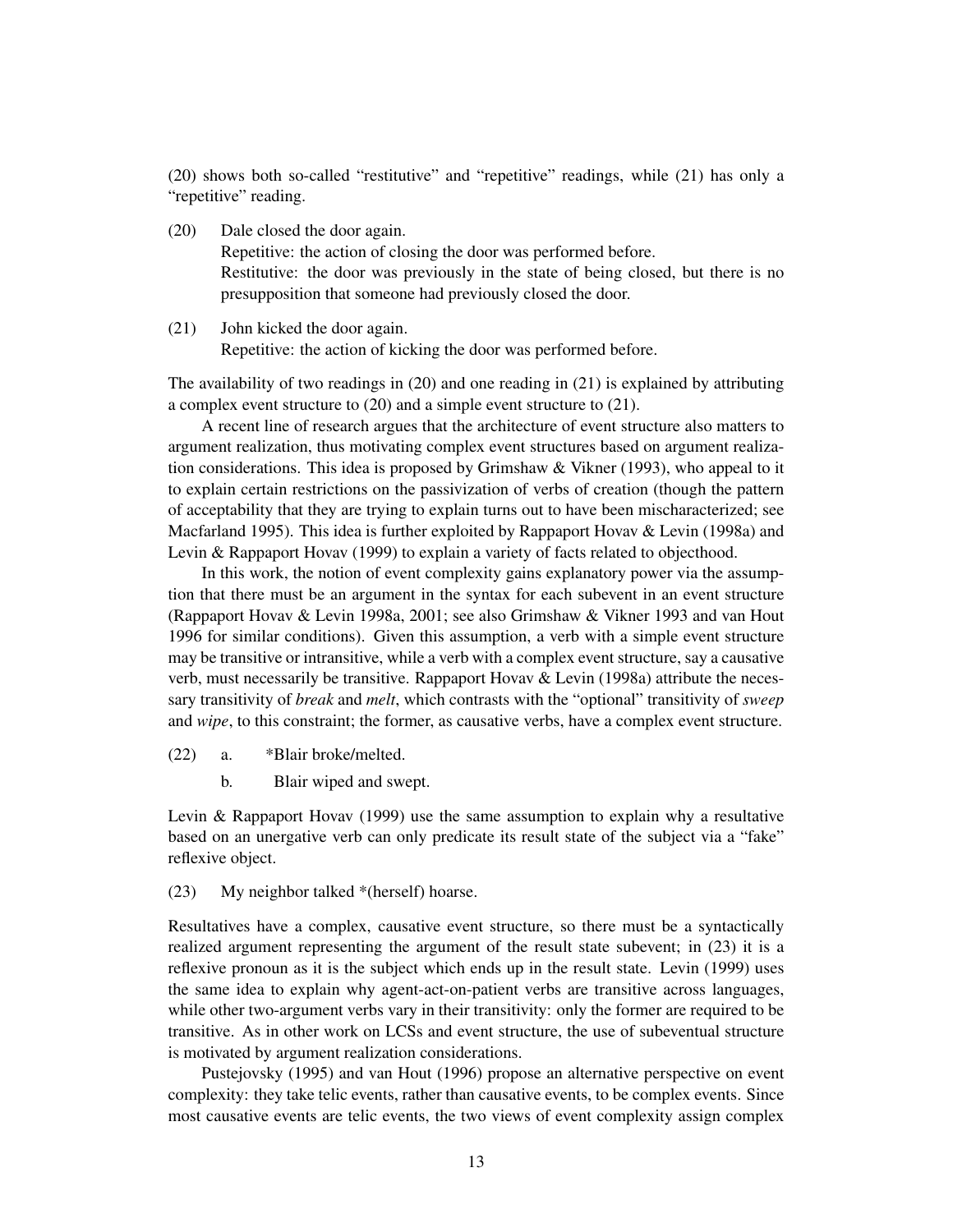(20) shows both so-called "restitutive" and "repetitive" readings, while (21) has only a "repetitive" reading.

(20) Dale closed the door again.
Repetitive: the action of closing the door was performed before.
Restitutive: the door was previously in the state of being closed, but there is no presupposition that someone had previously closed the door.

(21) John kicked the door again.
Repetitive: the action of kicking the door was performed before.

The availability of two readings in (20) and one reading in (21) is explained by attributing a complex event structure to (20) and a simple event structure to (21).

A recent line of research argues that the architecture of event structure also matters to argument realization, thus motivating complex event structures based on argument realization considerations. This idea is proposed by Grimshaw & Vikner (1993), who appeal to it to explain certain restrictions on the passivization of verbs of creation (though the pattern of acceptability that they are trying to explain turns out to have been mischaracterized; see Macfarland 1995). This idea is further exploited by Rappaport Hovav & Levin (1998a) and Levin & Rappaport Hovav (1999) to explain a variety of facts related to objecthood.

In this work, the notion of event complexity gains explanatory power via the assumption that there must be an argument in the syntax for each subevent in an event structure (Rappaport Hovav & Levin 1998a, 2001; see also Grimshaw & Vikner 1993 and van Hout 1996 for similar conditions). Given this assumption, a verb with a simple event structure may be transitive or intransitive, while a verb with a complex event structure, say a causative verb, must necessarily be transitive. Rappaport Hovav & Levin (1998a) attribute the necessary transitivity of *break* and *melt*, which contrasts with the "optional" transitivity of *sweep* and *wipe*, to this constraint; the former, as causative verbs, have a complex event structure.

(22) a. *Blair broke/melted.
b. Blair wiped and swept.

Levin & Rappaport Hovav (1999) use the same assumption to explain why a resultative based on an unergative verb can only predicate its result state of the subject via a "fake" reflexive object.

(23) My neighbor talked *(herself) hoarse.

Resultatives have a complex, causative event structure, so there must be a syntactically realized argument representing the argument of the result state subevent; in (23) it is a reflexive pronoun as it is the subject which ends up in the result state. Levin (1999) uses the same idea to explain why agent-act-on-patient verbs are transitive across languages, while other two-argument verbs vary in their transitivity: only the former are required to be transitive. As in other work on LCSs and event structure, the use of subeventual structure is motivated by argument realization considerations.

Pustejovsky (1995) and van Hout (1996) propose an alternative perspective on event complexity: they take telic events, rather than causative events, to be complex events. Since most causative events are telic events, the two views of event complexity assign complex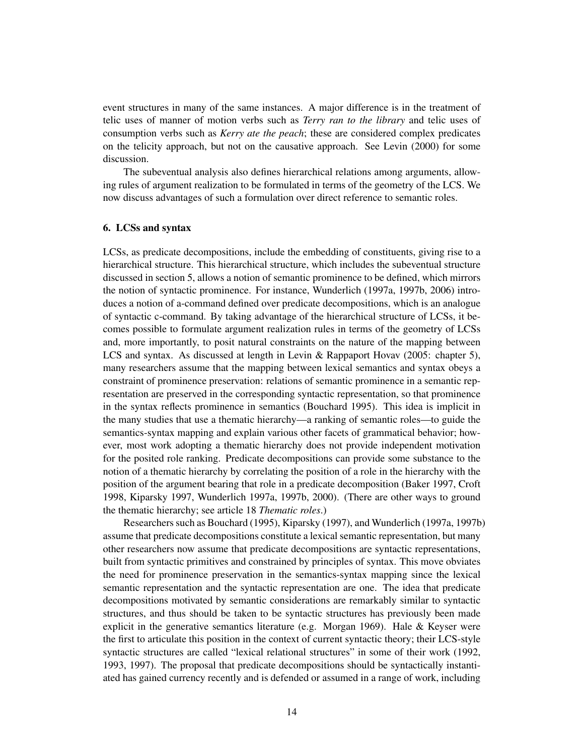event structures in many of the same instances. A major difference is in the treatment of telic uses of manner of motion verbs such as *Terry ran to the library* and telic uses of consumption verbs such as *Kerry ate the peach*; these are considered complex predicates on the telicity approach, but not on the causative approach. See Levin (2000) for some discussion.

The subeventual analysis also defines hierarchical relations among arguments, allowing rules of argument realization to be formulated in terms of the geometry of the LCS. We now discuss advantages of such a formulation over direct reference to semantic roles.

## 6. LCSs and syntax

LCSs, as predicate decompositions, include the embedding of constituents, giving rise to a hierarchical structure. This hierarchical structure, which includes the subeventual structure discussed in section 5, allows a notion of semantic prominence to be defined, which mirrors the notion of syntactic prominence. For instance, Wunderlich (1997a, 1997b, 2006) introduces a notion of a-command defined over predicate decompositions, which is an analogue of syntactic c-command. By taking advantage of the hierarchical structure of LCSs, it becomes possible to formulate argument realization rules in terms of the geometry of LCSs and, more importantly, to posit natural constraints on the nature of the mapping between LCS and syntax. As discussed at length in Levin & Rappaport Hovav (2005: chapter 5), many researchers assume that the mapping between lexical semantics and syntax obeys a constraint of prominence preservation: relations of semantic prominence in a semantic representation are preserved in the corresponding syntactic representation, so that prominence in the syntax reflects prominence in semantics (Bouchard 1995). This idea is implicit in the many studies that use a thematic hierarchy—a ranking of semantic roles—to guide the semantics-syntax mapping and explain various other facets of grammatical behavior; however, most work adopting a thematic hierarchy does not provide independent motivation for the posited role ranking. Predicate decompositions can provide some substance to the notion of a thematic hierarchy by correlating the position of a role in the hierarchy with the position of the argument bearing that role in a predicate decomposition (Baker 1997, Croft 1998, Kiparsky 1997, Wunderlich 1997a, 1997b, 2000). (There are other ways to ground the thematic hierarchy; see article 18 *Thematic roles*.)

Researchers such as Bouchard (1995), Kiparsky (1997), and Wunderlich (1997a, 1997b) assume that predicate decompositions constitute a lexical semantic representation, but many other researchers now assume that predicate decompositions are syntactic representations, built from syntactic primitives and constrained by principles of syntax. This move obviates the need for prominence preservation in the semantics-syntax mapping since the lexical semantic representation and the syntactic representation are one. The idea that predicate decompositions motivated by semantic considerations are remarkably similar to syntactic structures, and thus should be taken to be syntactic structures has previously been made explicit in the generative semantics literature (e.g. Morgan 1969). Hale & Keyser were the first to articulate this position in the context of current syntactic theory; their LCS-style syntactic structures are called "lexical relational structures" in some of their work (1992, 1993, 1997). The proposal that predicate decompositions should be syntactically instantiated has gained currency recently and is defended or assumed in a range of work, including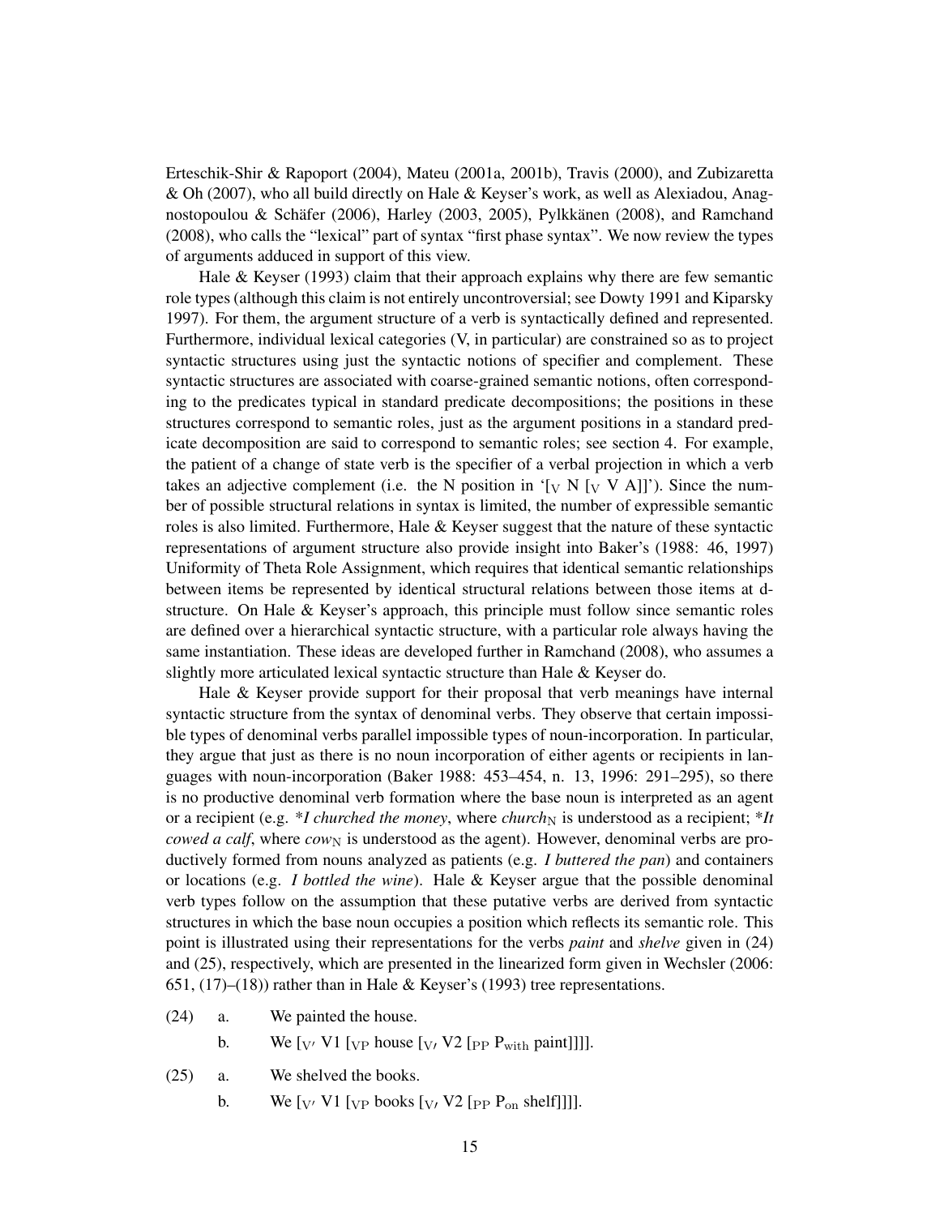Erteschik-Shir & Rapoport (2004), Mateu (2001a, 2001b), Travis (2000), and Zubizaretta & Oh (2007), who all build directly on Hale & Keyser's work, as well as Alexiadou, Anagnostopoulou & Schäfer (2006), Harley (2003, 2005), Pylkkänen (2008), and Ramchand (2008), who calls the "lexical" part of syntax "first phase syntax". We now review the types of arguments adduced in support of this view.

Hale & Keyser (1993) claim that their approach explains why there are few semantic role types (although this claim is not entirely uncontroversial; see Dowty 1991 and Kiparsky 1997). For them, the argument structure of a verb is syntactically defined and represented. Furthermore, individual lexical categories (V, in particular) are constrained so as to project syntactic structures using just the syntactic notions of specifier and complement. These syntactic structures are associated with coarse-grained semantic notions, often corresponding to the predicates typical in standard predicate decompositions; the positions in these structures correspond to semantic roles, just as the argument positions in a standard predicate decomposition are said to correspond to semantic roles; see section 4. For example, the patient of a change of state verb is the specifier of a verbal projection in which a verb takes an adjective complement (i.e. the N position in '$[_{V}$ N $[_{V}$ V A]]'). Since the number of possible structural relations in syntax is limited, the number of expressible semantic roles is also limited. Furthermore, Hale & Keyser suggest that the nature of these syntactic representations of argument structure also provide insight into Baker's (1988: 46, 1997) Uniformity of Theta Role Assignment, which requires that identical semantic relationships between items be represented by identical structural relations between those items at d-structure. On Hale & Keyser's approach, this principle must follow since semantic roles are defined over a hierarchical syntactic structure, with a particular role always having the same instantiation. These ideas are developed further in Ramchand (2008), who assumes a slightly more articulated lexical syntactic structure than Hale & Keyser do.

Hale & Keyser provide support for their proposal that verb meanings have internal syntactic structure from the syntax of denominal verbs. They observe that certain impossible types of denominal verbs parallel impossible types of noun-incorporation. In particular, they argue that just as there is no noun incorporation of either agents or recipients in languages with noun-incorporation (Baker 1988: 453–454, n. 13, 1996: 291–295), so there is no productive denominal verb formation where the base noun is interpreted as an agent or a recipient (e.g. \**I churched the money*, where *church*$_{\mathrm{N}}$ is understood as a recipient; \**It cowed a calf*, where *cow*$_{\mathrm{N}}$ is understood as the agent). However, denominal verbs are productively formed from nouns analyzed as patients (e.g. *I buttered the pan*) and containers or locations (e.g. *I bottled the wine*). Hale & Keyser argue that the possible denominal verb types follow on the assumption that these putative verbs are derived from syntactic structures in which the base noun occupies a position which reflects its semantic role. This point is illustrated using their representations for the verbs *paint* and *shelve* given in (24) and (25), respectively, which are presented in the linearized form given in Wechsler (2006: 651, (17)–(18)) rather than in Hale & Keyser's (1993) tree representations.

(24) a. We painted the house.

b. We $[_{V'}$ V1 $[_{VP}$ house $[_{V'}$ V2 $[_{PP}$ $P_{with}$ paint]]]].

(25) a. We shelved the books.

b. We $[_{V'}$ V1 $[_{VP}$ books $[_{V'}$ V2 $[_{PP}$ $P_{on}$ shelf]]]].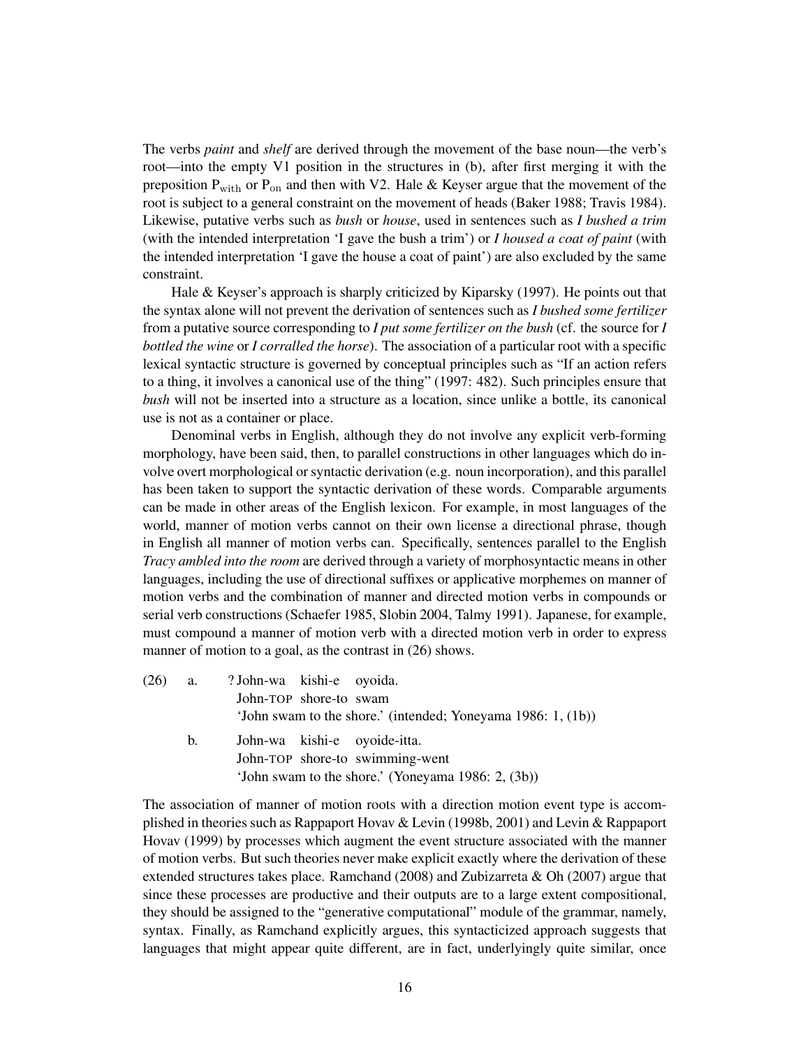The verbs *paint* and *shelf* are derived through the movement of the base noun—the verb's root—into the empty V1 position in the structures in (b), after first merging it with the preposition $P_{with}$ or $P_{on}$ and then with V2. Hale & Keyser argue that the movement of the root is subject to a general constraint on the movement of heads (Baker 1988; Travis 1984). Likewise, putative verbs such as *bush* or *house*, used in sentences such as *I bushed a trim* (with the intended interpretation 'I gave the bush a trim') or *I housed a coat of paint* (with the intended interpretation 'I gave the house a coat of paint') are also excluded by the same constraint.

Hale & Keyser's approach is sharply criticized by Kiparsky (1997). He points out that the syntax alone will not prevent the derivation of sentences such as *I bushed some fertilizer* from a putative source corresponding to *I put some fertilizer on the bush* (cf. the source for *I bottled the wine* or *I corralled the horse*). The association of a particular root with a specific lexical syntactic structure is governed by conceptual principles such as "If an action refers to a thing, it involves a canonical use of the thing" (1997: 482). Such principles ensure that *bush* will not be inserted into a structure as a location, since unlike a bottle, its canonical use is not as a container or place.

Denominal verbs in English, although they do not involve any explicit verb-forming morphology, have been said, then, to parallel constructions in other languages which do involve overt morphological or syntactic derivation (e.g. noun incorporation), and this parallel has been taken to support the syntactic derivation of these words. Comparable arguments can be made in other areas of the English lexicon. For example, in most languages of the world, manner of motion verbs cannot on their own license a directional phrase, though in English all manner of motion verbs can. Specifically, sentences parallel to the English *Tracy ambled into the room* are derived through a variety of morphosyntactic means in other languages, including the use of directional suffixes or applicative morphemes on manner of motion verbs and the combination of manner and directed motion verbs in compounds or serial verb constructions (Schaefer 1985, Slobin 2004, Talmy 1991). Japanese, for example, must compound a manner of motion verb with a directed motion verb in order to express manner of motion to a goal, as the contrast in (26) shows.

(26) a. ?John-wa kishi-e oyoida.
  John-TOP shore-to swam
  'John swam to the shore.' (intended; Yoneyama 1986: 1, (1b))

 b. John-wa kishi-e oyoide-itta.
  John-TOP shore-to swimming-went
  'John swam to the shore.' (Yoneyama 1986: 2, (3b))

The association of manner of motion roots with a direction motion event type is accomplished in theories such as Rappaport Hovav & Levin (1998b, 2001) and Levin & Rappaport Hovav (1999) by processes which augment the event structure associated with the manner of motion verbs. But such theories never make explicit exactly where the derivation of these extended structures takes place. Ramchand (2008) and Zubizarreta & Oh (2007) argue that since these processes are productive and their outputs are to a large extent compositional, they should be assigned to the "generative computational" module of the grammar, namely, syntax. Finally, as Ramchand explicitly argues, this syntacticized approach suggests that languages that might appear quite different, are in fact, underlyingly quite similar, once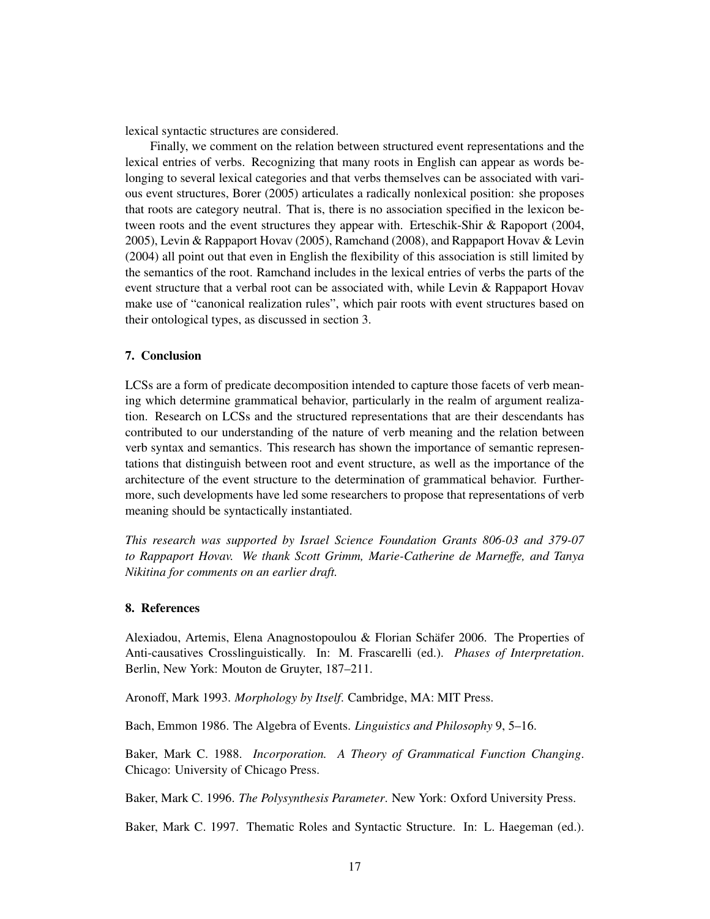lexical syntactic structures are considered.

Finally, we comment on the relation between structured event representations and the lexical entries of verbs. Recognizing that many roots in English can appear as words belonging to several lexical categories and that verbs themselves can be associated with various event structures, Borer (2005) articulates a radically nonlexical position: she proposes that roots are category neutral. That is, there is no association specified in the lexicon between roots and the event structures they appear with. Erteschik-Shir & Rapoport (2004, 2005), Levin & Rappaport Hovav (2005), Ramchand (2008), and Rappaport Hovav & Levin (2004) all point out that even in English the flexibility of this association is still limited by the semantics of the root. Ramchand includes in the lexical entries of verbs the parts of the event structure that a verbal root can be associated with, while Levin & Rappaport Hovav make use of "canonical realization rules", which pair roots with event structures based on their ontological types, as discussed in section 3.

## 7. Conclusion

LCSs are a form of predicate decomposition intended to capture those facets of verb meaning which determine grammatical behavior, particularly in the realm of argument realization. Research on LCSs and the structured representations that are their descendants has contributed to our understanding of the nature of verb meaning and the relation between verb syntax and semantics. This research has shown the importance of semantic representations that distinguish between root and event structure, as well as the importance of the architecture of the event structure to the determination of grammatical behavior. Furthermore, such developments have led some researchers to propose that representations of verb meaning should be syntactically instantiated.

*This research was supported by Israel Science Foundation Grants 806-03 and 379-07 to Rappaport Hovav. We thank Scott Grimm, Marie-Catherine de Marneffe, and Tanya Nikitina for comments on an earlier draft.*

## 8. References

Alexiadou, Artemis, Elena Anagnostopoulou & Florian Schäfer 2006. The Properties of Anti-causatives Crosslinguistically. In: M. Frascarelli (ed.). *Phases of Interpretation*. Berlin, New York: Mouton de Gruyter, 187–211.

Aronoff, Mark 1993. *Morphology by Itself*. Cambridge, MA: MIT Press.

Bach, Emmon 1986. The Algebra of Events. *Linguistics and Philosophy* 9, 5–16.

Baker, Mark C. 1988. *Incorporation. A Theory of Grammatical Function Changing*. Chicago: University of Chicago Press.

Baker, Mark C. 1996. *The Polysynthesis Parameter*. New York: Oxford University Press.

Baker, Mark C. 1997. Thematic Roles and Syntactic Structure. In: L. Haegeman (ed.).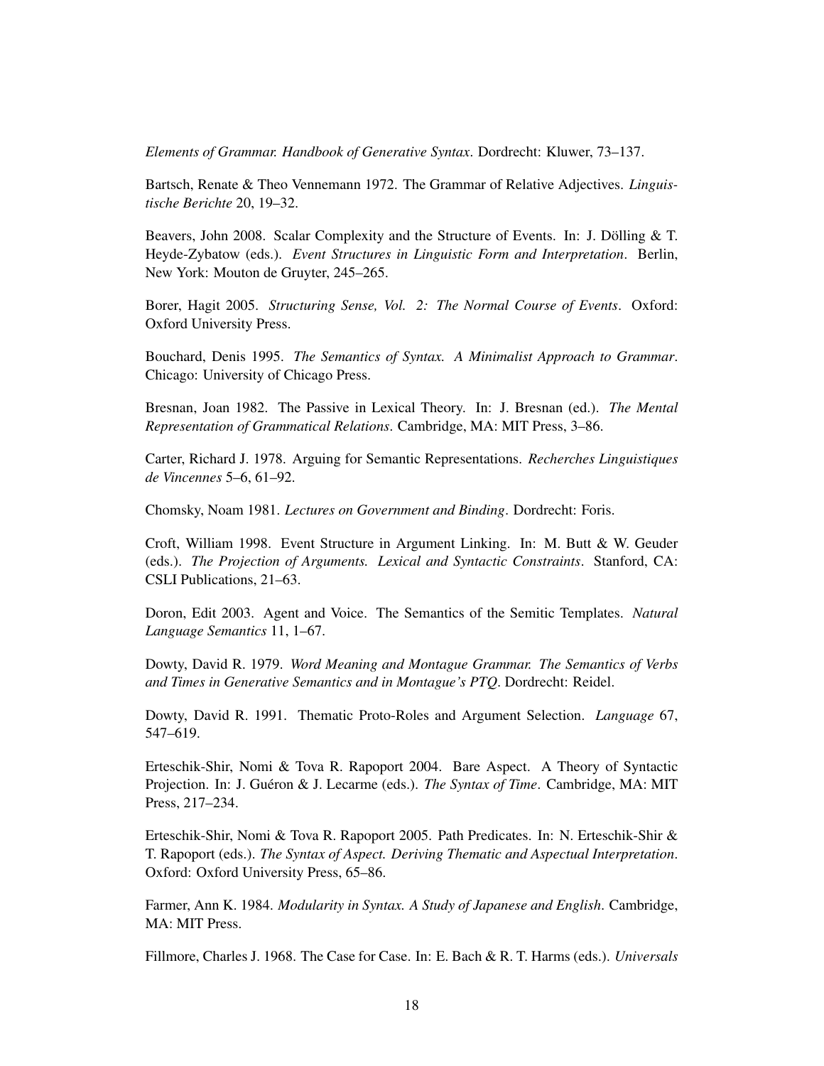*Elements of Grammar. Handbook of Generative Syntax*. Dordrecht: Kluwer, 73–137.

Bartsch, Renate & Theo Vennemann 1972. The Grammar of Relative Adjectives. *Linguistische Berichte* 20, 19–32.

Beavers, John 2008. Scalar Complexity and the Structure of Events. In: J. Dölling & T. Heyde-Zybatow (eds.). *Event Structures in Linguistic Form and Interpretation*. Berlin, New York: Mouton de Gruyter, 245–265.

Borer, Hagit 2005. *Structuring Sense, Vol. 2: The Normal Course of Events*. Oxford: Oxford University Press.

Bouchard, Denis 1995. *The Semantics of Syntax. A Minimalist Approach to Grammar*. Chicago: University of Chicago Press.

Bresnan, Joan 1982. The Passive in Lexical Theory. In: J. Bresnan (ed.). *The Mental Representation of Grammatical Relations*. Cambridge, MA: MIT Press, 3–86.

Carter, Richard J. 1978. Arguing for Semantic Representations. *Recherches Linguistiques de Vincennes* 5–6, 61–92.

Chomsky, Noam 1981. *Lectures on Government and Binding*. Dordrecht: Foris.

Croft, William 1998. Event Structure in Argument Linking. In: M. Butt & W. Geuder (eds.). *The Projection of Arguments. Lexical and Syntactic Constraints*. Stanford, CA: CSLI Publications, 21–63.

Doron, Edit 2003. Agent and Voice. The Semantics of the Semitic Templates. *Natural Language Semantics* 11, 1–67.

Dowty, David R. 1979. *Word Meaning and Montague Grammar. The Semantics of Verbs and Times in Generative Semantics and in Montague's PTQ*. Dordrecht: Reidel.

Dowty, David R. 1991. Thematic Proto-Roles and Argument Selection. *Language* 67, 547–619.

Erteschik-Shir, Nomi & Tova R. Rapoport 2004. Bare Aspect. A Theory of Syntactic Projection. In: J. Guéron & J. Lecarme (eds.). *The Syntax of Time*. Cambridge, MA: MIT Press, 217–234.

Erteschik-Shir, Nomi & Tova R. Rapoport 2005. Path Predicates. In: N. Erteschik-Shir & T. Rapoport (eds.). *The Syntax of Aspect. Deriving Thematic and Aspectual Interpretation*. Oxford: Oxford University Press, 65–86.

Farmer, Ann K. 1984. *Modularity in Syntax. A Study of Japanese and English*. Cambridge, MA: MIT Press.

Fillmore, Charles J. 1968. The Case for Case. In: E. Bach & R. T. Harms (eds.). *Universals*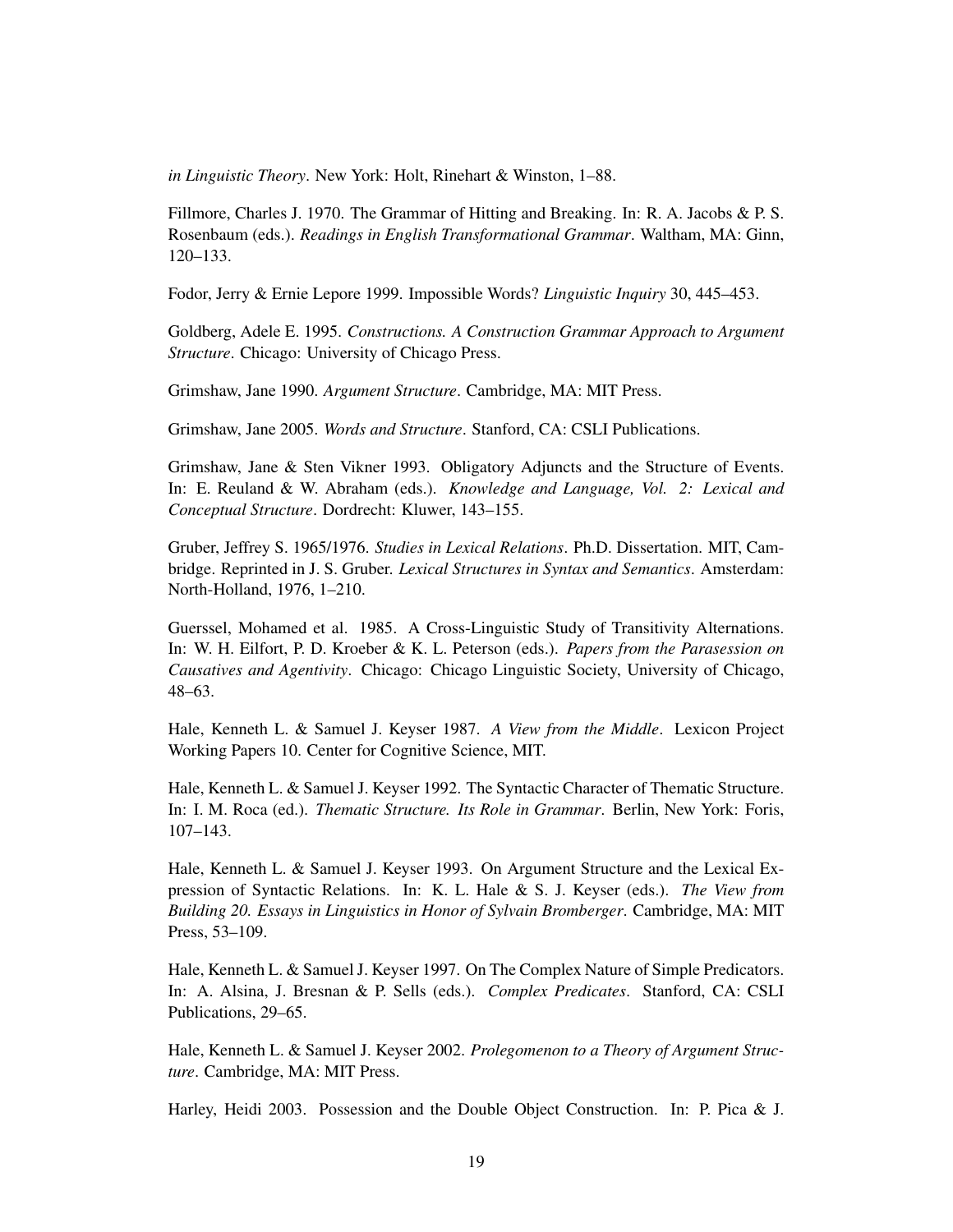*in Linguistic Theory*. New York: Holt, Rinehart & Winston, 1–88.

Fillmore, Charles J. 1970. The Grammar of Hitting and Breaking. In: R. A. Jacobs & P. S. Rosenbaum (eds.). *Readings in English Transformational Grammar*. Waltham, MA: Ginn, 120–133.

Fodor, Jerry & Ernie Lepore 1999. Impossible Words? *Linguistic Inquiry* 30, 445–453.

Goldberg, Adele E. 1995. *Constructions. A Construction Grammar Approach to Argument Structure*. Chicago: University of Chicago Press.

Grimshaw, Jane 1990. *Argument Structure*. Cambridge, MA: MIT Press.

Grimshaw, Jane 2005. *Words and Structure*. Stanford, CA: CSLI Publications.

Grimshaw, Jane & Sten Vikner 1993. Obligatory Adjuncts and the Structure of Events. In: E. Reuland & W. Abraham (eds.). *Knowledge and Language, Vol. 2: Lexical and Conceptual Structure*. Dordrecht: Kluwer, 143–155.

Gruber, Jeffrey S. 1965/1976. *Studies in Lexical Relations*. Ph.D. Dissertation. MIT, Cambridge. Reprinted in J. S. Gruber. *Lexical Structures in Syntax and Semantics*. Amsterdam: North-Holland, 1976, 1–210.

Guerssel, Mohamed et al. 1985. A Cross-Linguistic Study of Transitivity Alternations. In: W. H. Eilfort, P. D. Kroeber & K. L. Peterson (eds.). *Papers from the Parasession on Causatives and Agentivity*. Chicago: Chicago Linguistic Society, University of Chicago, 48–63.

Hale, Kenneth L. & Samuel J. Keyser 1987. *A View from the Middle*. Lexicon Project Working Papers 10. Center for Cognitive Science, MIT.

Hale, Kenneth L. & Samuel J. Keyser 1992. The Syntactic Character of Thematic Structure. In: I. M. Roca (ed.). *Thematic Structure. Its Role in Grammar*. Berlin, New York: Foris, 107–143.

Hale, Kenneth L. & Samuel J. Keyser 1993. On Argument Structure and the Lexical Expression of Syntactic Relations. In: K. L. Hale & S. J. Keyser (eds.). *The View from Building 20. Essays in Linguistics in Honor of Sylvain Bromberger*. Cambridge, MA: MIT Press, 53–109.

Hale, Kenneth L. & Samuel J. Keyser 1997. On The Complex Nature of Simple Predicators. In: A. Alsina, J. Bresnan & P. Sells (eds.). *Complex Predicates*. Stanford, CA: CSLI Publications, 29–65.

Hale, Kenneth L. & Samuel J. Keyser 2002. *Prolegomenon to a Theory of Argument Structure*. Cambridge, MA: MIT Press.

Harley, Heidi 2003. Possession and the Double Object Construction. In: P. Pica & J.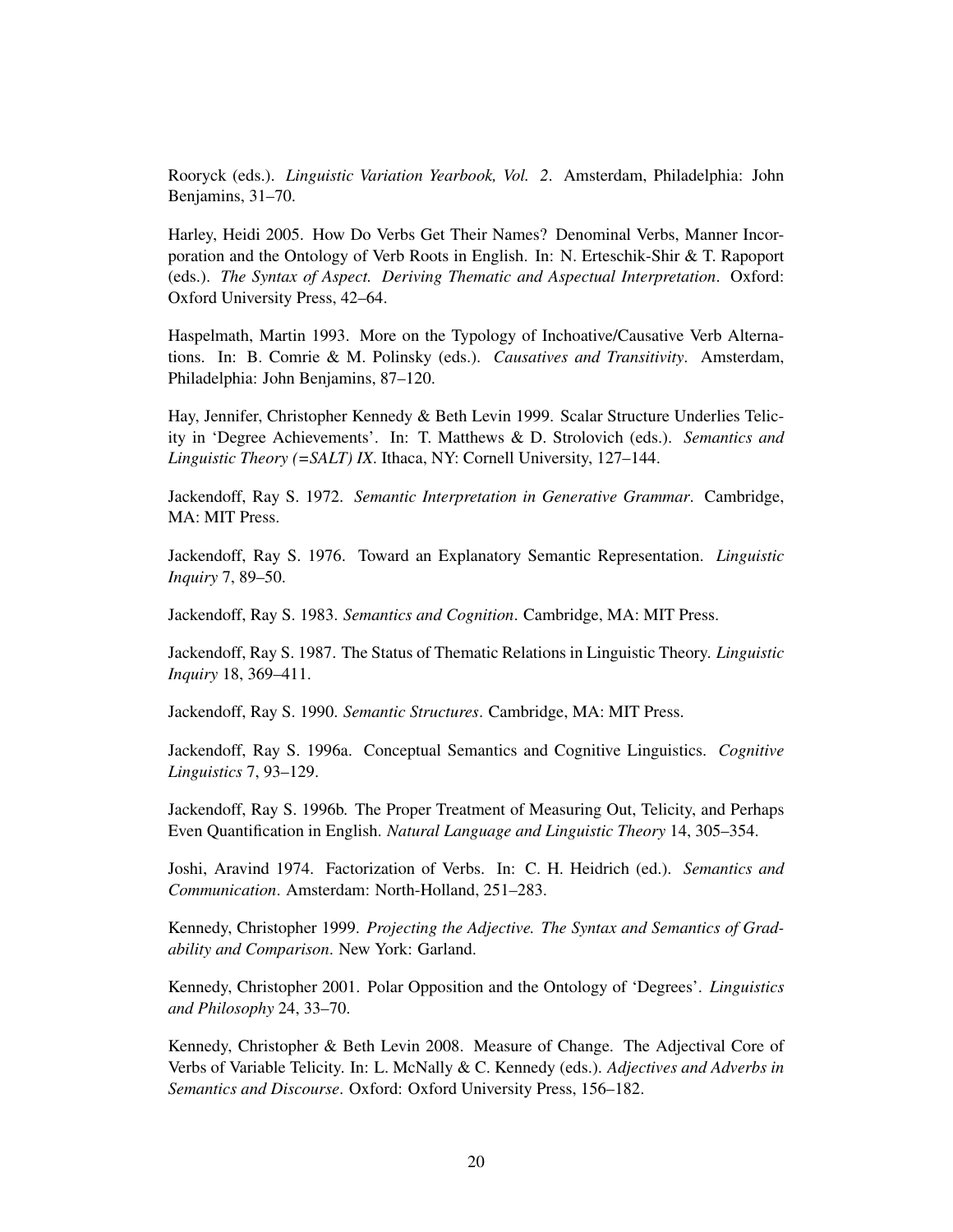Rooryck (eds.). *Linguistic Variation Yearbook, Vol. 2*. Amsterdam, Philadelphia: John Benjamins, 31–70.

Harley, Heidi 2005. How Do Verbs Get Their Names? Denominal Verbs, Manner Incorporation and the Ontology of Verb Roots in English. In: N. Erteschik-Shir & T. Rapoport (eds.). *The Syntax of Aspect. Deriving Thematic and Aspectual Interpretation*. Oxford: Oxford University Press, 42–64.

Haspelmath, Martin 1993. More on the Typology of Inchoative/Causative Verb Alternations. In: B. Comrie & M. Polinsky (eds.). *Causatives and Transitivity*. Amsterdam, Philadelphia: John Benjamins, 87–120.

Hay, Jennifer, Christopher Kennedy & Beth Levin 1999. Scalar Structure Underlies Telicity in 'Degree Achievements'. In: T. Matthews & D. Strolovich (eds.). *Semantics and Linguistic Theory (=SALT) IX*. Ithaca, NY: Cornell University, 127–144.

Jackendoff, Ray S. 1972. *Semantic Interpretation in Generative Grammar*. Cambridge, MA: MIT Press.

Jackendoff, Ray S. 1976. Toward an Explanatory Semantic Representation. *Linguistic Inquiry* 7, 89–50.

Jackendoff, Ray S. 1983. *Semantics and Cognition*. Cambridge, MA: MIT Press.

Jackendoff, Ray S. 1987. The Status of Thematic Relations in Linguistic Theory. *Linguistic Inquiry* 18, 369–411.

Jackendoff, Ray S. 1990. *Semantic Structures*. Cambridge, MA: MIT Press.

Jackendoff, Ray S. 1996a. Conceptual Semantics and Cognitive Linguistics. *Cognitive Linguistics* 7, 93–129.

Jackendoff, Ray S. 1996b. The Proper Treatment of Measuring Out, Telicity, and Perhaps Even Quantification in English. *Natural Language and Linguistic Theory* 14, 305–354.

Joshi, Aravind 1974. Factorization of Verbs. In: C. H. Heidrich (ed.). *Semantics and Communication*. Amsterdam: North-Holland, 251–283.

Kennedy, Christopher 1999. *Projecting the Adjective. The Syntax and Semantics of Gradability and Comparison*. New York: Garland.

Kennedy, Christopher 2001. Polar Opposition and the Ontology of 'Degrees'. *Linguistics and Philosophy* 24, 33–70.

Kennedy, Christopher & Beth Levin 2008. Measure of Change. The Adjectival Core of Verbs of Variable Telicity. In: L. McNally & C. Kennedy (eds.). *Adjectives and Adverbs in Semantics and Discourse*. Oxford: Oxford University Press, 156–182.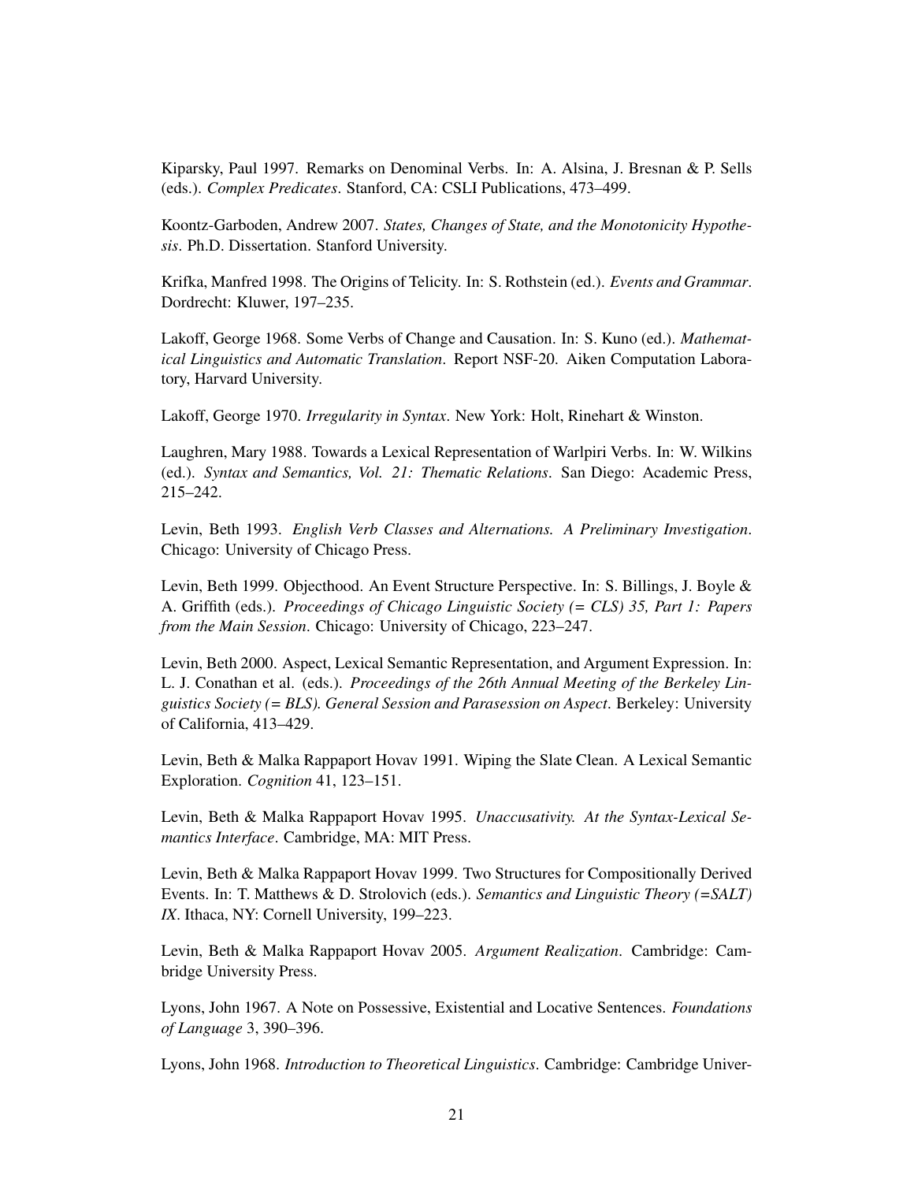Kiparsky, Paul 1997. Remarks on Denominal Verbs. In: A. Alsina, J. Bresnan & P. Sells (eds.). *Complex Predicates*. Stanford, CA: CSLI Publications, 473–499.

Koontz-Garboden, Andrew 2007. *States, Changes of State, and the Monotonicity Hypothesis*. Ph.D. Dissertation. Stanford University.

Krifka, Manfred 1998. The Origins of Telicity. In: S. Rothstein (ed.). *Events and Grammar*. Dordrecht: Kluwer, 197–235.

Lakoff, George 1968. Some Verbs of Change and Causation. In: S. Kuno (ed.). *Mathematical Linguistics and Automatic Translation*. Report NSF-20. Aiken Computation Laboratory, Harvard University.

Lakoff, George 1970. *Irregularity in Syntax*. New York: Holt, Rinehart & Winston.

Laughren, Mary 1988. Towards a Lexical Representation of Warlpiri Verbs. In: W. Wilkins (ed.). *Syntax and Semantics, Vol. 21: Thematic Relations*. San Diego: Academic Press, 215–242.

Levin, Beth 1993. *English Verb Classes and Alternations. A Preliminary Investigation*. Chicago: University of Chicago Press.

Levin, Beth 1999. Objecthood. An Event Structure Perspective. In: S. Billings, J. Boyle & A. Griffith (eds.). *Proceedings of Chicago Linguistic Society (= CLS) 35, Part 1: Papers from the Main Session*. Chicago: University of Chicago, 223–247.

Levin, Beth 2000. Aspect, Lexical Semantic Representation, and Argument Expression. In: L. J. Conathan et al. (eds.). *Proceedings of the 26th Annual Meeting of the Berkeley Linguistics Society (= BLS). General Session and Parasession on Aspect*. Berkeley: University of California, 413–429.

Levin, Beth & Malka Rappaport Hovav 1991. Wiping the Slate Clean. A Lexical Semantic Exploration. *Cognition* 41, 123–151.

Levin, Beth & Malka Rappaport Hovav 1995. *Unaccusativity. At the Syntax-Lexical Semantics Interface*. Cambridge, MA: MIT Press.

Levin, Beth & Malka Rappaport Hovav 1999. Two Structures for Compositionally Derived Events. In: T. Matthews & D. Strolovich (eds.). *Semantics and Linguistic Theory (=SALT) IX*. Ithaca, NY: Cornell University, 199–223.

Levin, Beth & Malka Rappaport Hovav 2005. *Argument Realization*. Cambridge: Cambridge University Press.

Lyons, John 1967. A Note on Possessive, Existential and Locative Sentences. *Foundations of Language* 3, 390–396.

Lyons, John 1968. *Introduction to Theoretical Linguistics*. Cambridge: Cambridge Univer-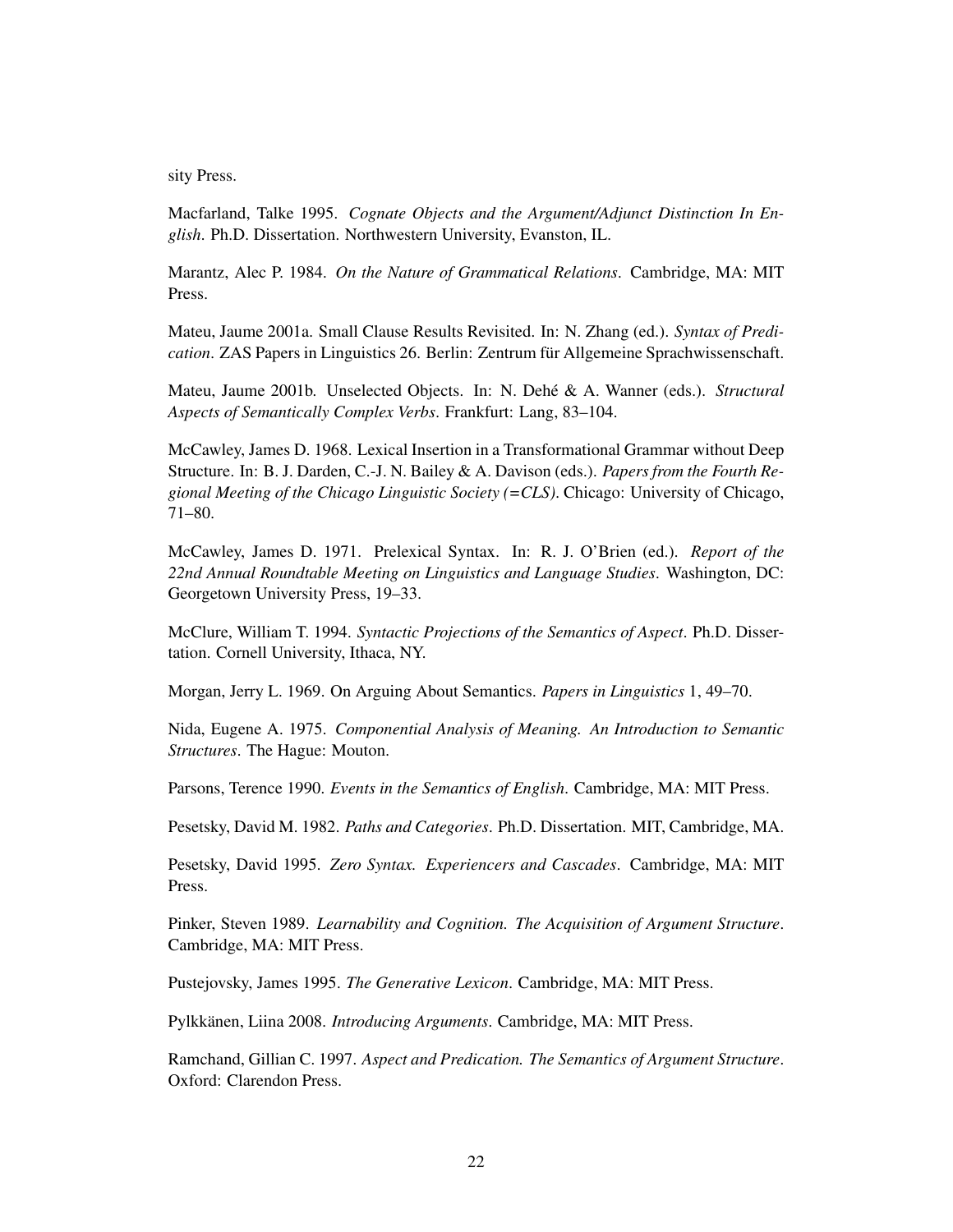sity Press.

Macfarland, Talke 1995. *Cognate Objects and the Argument/Adjunct Distinction In English*. Ph.D. Dissertation. Northwestern University, Evanston, IL.

Marantz, Alec P. 1984. *On the Nature of Grammatical Relations*. Cambridge, MA: MIT Press.

Mateu, Jaume 2001a. Small Clause Results Revisited. In: N. Zhang (ed.). *Syntax of Predication*. ZAS Papers in Linguistics 26. Berlin: Zentrum für Allgemeine Sprachwissenschaft.

Mateu, Jaume 2001b. Unselected Objects. In: N. Dehé & A. Wanner (eds.). *Structural Aspects of Semantically Complex Verbs*. Frankfurt: Lang, 83–104.

McCawley, James D. 1968. Lexical Insertion in a Transformational Grammar without Deep Structure. In: B. J. Darden, C.-J. N. Bailey & A. Davison (eds.). *Papers from the Fourth Regional Meeting of the Chicago Linguistic Society (=CLS)*. Chicago: University of Chicago, 71–80.

McCawley, James D. 1971. Prelexical Syntax. In: R. J. O'Brien (ed.). *Report of the 22nd Annual Roundtable Meeting on Linguistics and Language Studies*. Washington, DC: Georgetown University Press, 19–33.

McClure, William T. 1994. *Syntactic Projections of the Semantics of Aspect*. Ph.D. Dissertation. Cornell University, Ithaca, NY.

Morgan, Jerry L. 1969. On Arguing About Semantics. *Papers in Linguistics* 1, 49–70.

Nida, Eugene A. 1975. *Componential Analysis of Meaning. An Introduction to Semantic Structures*. The Hague: Mouton.

Parsons, Terence 1990. *Events in the Semantics of English*. Cambridge, MA: MIT Press.

Pesetsky, David M. 1982. *Paths and Categories*. Ph.D. Dissertation. MIT, Cambridge, MA.

Pesetsky, David 1995. *Zero Syntax. Experiencers and Cascades*. Cambridge, MA: MIT Press.

Pinker, Steven 1989. *Learnability and Cognition. The Acquisition of Argument Structure*. Cambridge, MA: MIT Press.

Pustejovsky, James 1995. *The Generative Lexicon*. Cambridge, MA: MIT Press.

Pylkkänen, Liina 2008. *Introducing Arguments*. Cambridge, MA: MIT Press.

Ramchand, Gillian C. 1997. *Aspect and Predication. The Semantics of Argument Structure*. Oxford: Clarendon Press.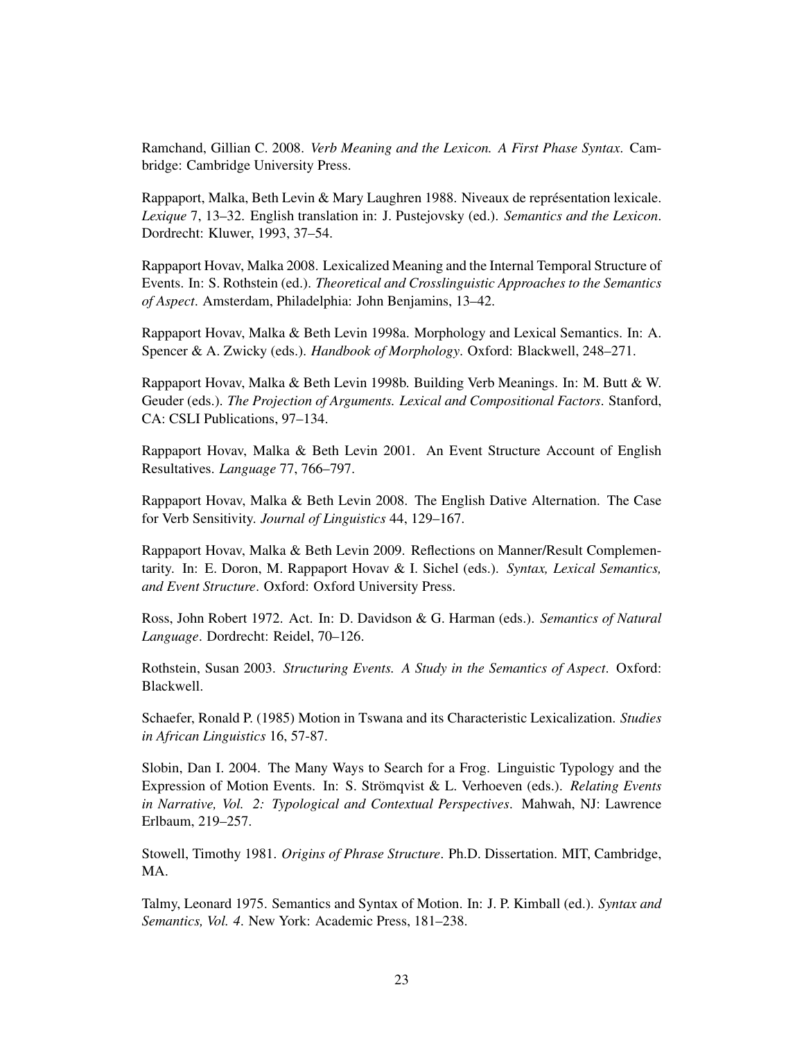Ramchand, Gillian C. 2008. *Verb Meaning and the Lexicon. A First Phase Syntax*. Cambridge: Cambridge University Press.

Rappaport, Malka, Beth Levin & Mary Laughren 1988. Niveaux de représentation lexicale. *Lexique* 7, 13–32. English translation in: J. Pustejovsky (ed.). *Semantics and the Lexicon*. Dordrecht: Kluwer, 1993, 37–54.

Rappaport Hovav, Malka 2008. Lexicalized Meaning and the Internal Temporal Structure of Events. In: S. Rothstein (ed.). *Theoretical and Crosslinguistic Approaches to the Semantics of Aspect*. Amsterdam, Philadelphia: John Benjamins, 13–42.

Rappaport Hovav, Malka & Beth Levin 1998a. Morphology and Lexical Semantics. In: A. Spencer & A. Zwicky (eds.). *Handbook of Morphology*. Oxford: Blackwell, 248–271.

Rappaport Hovav, Malka & Beth Levin 1998b. Building Verb Meanings. In: M. Butt & W. Geuder (eds.). *The Projection of Arguments. Lexical and Compositional Factors*. Stanford, CA: CSLI Publications, 97–134.

Rappaport Hovav, Malka & Beth Levin 2001. An Event Structure Account of English Resultatives. *Language* 77, 766–797.

Rappaport Hovav, Malka & Beth Levin 2008. The English Dative Alternation. The Case for Verb Sensitivity. *Journal of Linguistics* 44, 129–167.

Rappaport Hovav, Malka & Beth Levin 2009. Reflections on Manner/Result Complementarity. In: E. Doron, M. Rappaport Hovav & I. Sichel (eds.). *Syntax, Lexical Semantics, and Event Structure*. Oxford: Oxford University Press.

Ross, John Robert 1972. Act. In: D. Davidson & G. Harman (eds.). *Semantics of Natural Language*. Dordrecht: Reidel, 70–126.

Rothstein, Susan 2003. *Structuring Events. A Study in the Semantics of Aspect*. Oxford: Blackwell.

Schaefer, Ronald P. (1985) Motion in Tswana and its Characteristic Lexicalization. *Studies in African Linguistics* 16, 57-87.

Slobin, Dan I. 2004. The Many Ways to Search for a Frog. Linguistic Typology and the Expression of Motion Events. In: S. Strömqvist & L. Verhoeven (eds.). *Relating Events in Narrative, Vol. 2: Typological and Contextual Perspectives*. Mahwah, NJ: Lawrence Erlbaum, 219–257.

Stowell, Timothy 1981. *Origins of Phrase Structure*. Ph.D. Dissertation. MIT, Cambridge, MA.

Talmy, Leonard 1975. Semantics and Syntax of Motion. In: J. P. Kimball (ed.). *Syntax and Semantics, Vol. 4*. New York: Academic Press, 181–238.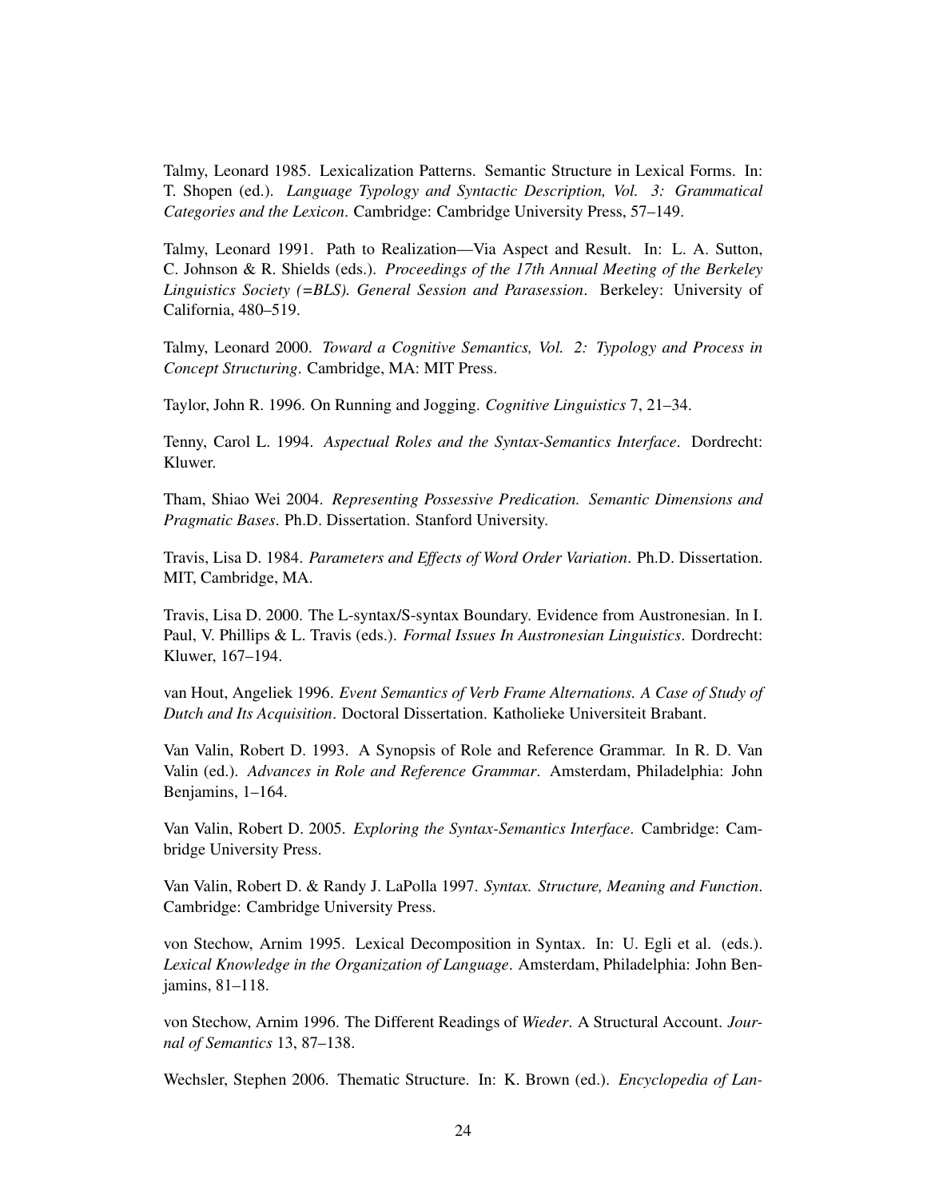Talmy, Leonard 1985. Lexicalization Patterns. Semantic Structure in Lexical Forms. In: T. Shopen (ed.). *Language Typology and Syntactic Description, Vol. 3: Grammatical Categories and the Lexicon*. Cambridge: Cambridge University Press, 57–149.

Talmy, Leonard 1991. Path to Realization—Via Aspect and Result. In: L. A. Sutton, C. Johnson & R. Shields (eds.). *Proceedings of the 17th Annual Meeting of the Berkeley Linguistics Society (=BLS). General Session and Parasession*. Berkeley: University of California, 480–519.

Talmy, Leonard 2000. *Toward a Cognitive Semantics, Vol. 2: Typology and Process in Concept Structuring*. Cambridge, MA: MIT Press.

Taylor, John R. 1996. On Running and Jogging. *Cognitive Linguistics* 7, 21–34.

Tenny, Carol L. 1994. *Aspectual Roles and the Syntax-Semantics Interface*. Dordrecht: Kluwer.

Tham, Shiao Wei 2004. *Representing Possessive Predication. Semantic Dimensions and Pragmatic Bases*. Ph.D. Dissertation. Stanford University.

Travis, Lisa D. 1984. *Parameters and Effects of Word Order Variation*. Ph.D. Dissertation. MIT, Cambridge, MA.

Travis, Lisa D. 2000. The L-syntax/S-syntax Boundary. Evidence from Austronesian. In I. Paul, V. Phillips & L. Travis (eds.). *Formal Issues In Austronesian Linguistics*. Dordrecht: Kluwer, 167–194.

van Hout, Angeliek 1996. *Event Semantics of Verb Frame Alternations. A Case of Study of Dutch and Its Acquisition*. Doctoral Dissertation. Katholieke Universiteit Brabant.

Van Valin, Robert D. 1993. A Synopsis of Role and Reference Grammar. In R. D. Van Valin (ed.). *Advances in Role and Reference Grammar*. Amsterdam, Philadelphia: John Benjamins, 1–164.

Van Valin, Robert D. 2005. *Exploring the Syntax-Semantics Interface*. Cambridge: Cambridge University Press.

Van Valin, Robert D. & Randy J. LaPolla 1997. *Syntax. Structure, Meaning and Function*. Cambridge: Cambridge University Press.

von Stechow, Arnim 1995. Lexical Decomposition in Syntax. In: U. Egli et al. (eds.). *Lexical Knowledge in the Organization of Language*. Amsterdam, Philadelphia: John Benjamins, 81–118.

von Stechow, Arnim 1996. The Different Readings of *Wieder*. A Structural Account. *Journal of Semantics* 13, 87–138.

Wechsler, Stephen 2006. Thematic Structure. In: K. Brown (ed.). *Encyclopedia of Lan-*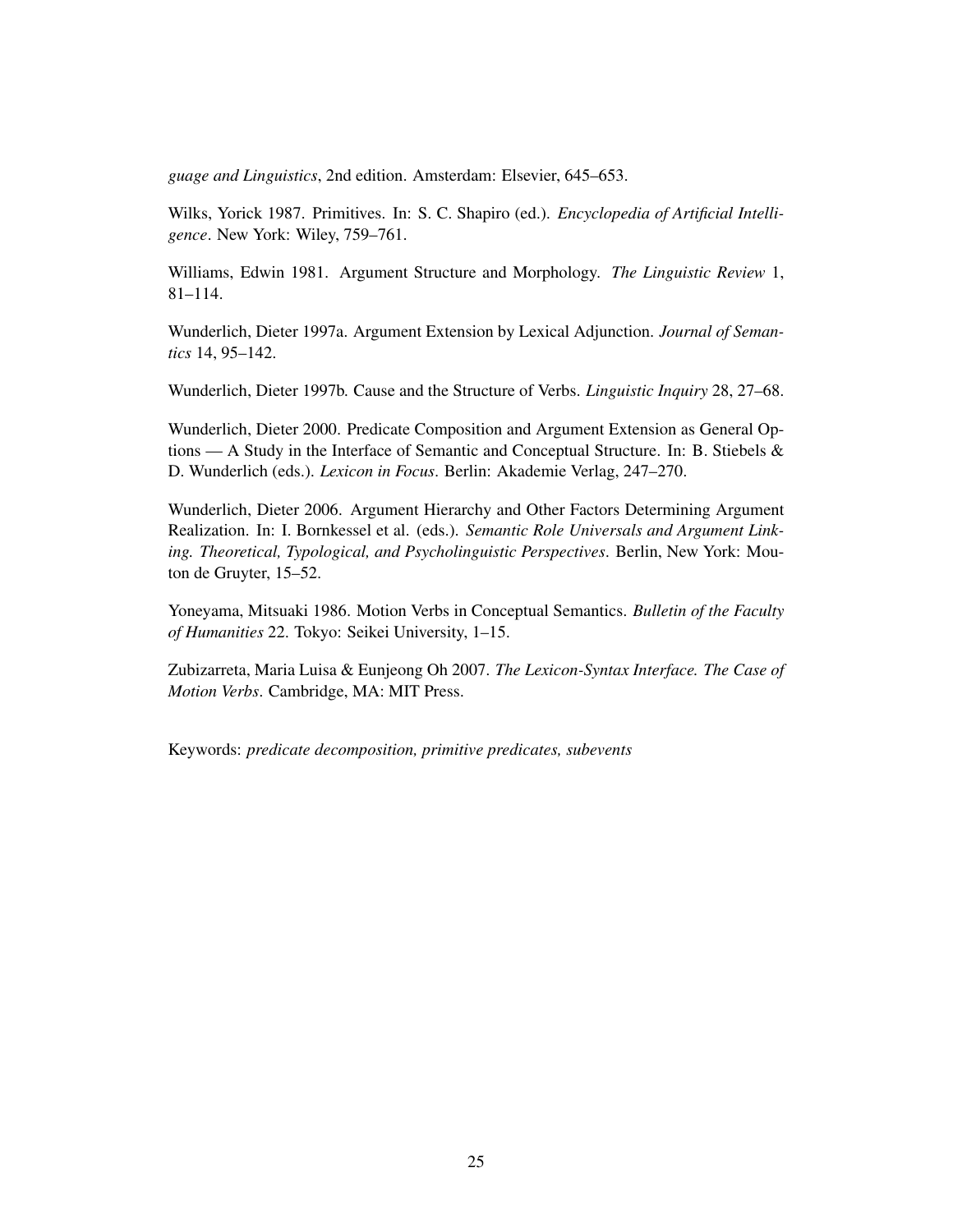*guage and Linguistics*, 2nd edition. Amsterdam: Elsevier, 645–653.

Wilks, Yorick 1987. Primitives. In: S. C. Shapiro (ed.). *Encyclopedia of Artificial Intelligence*. New York: Wiley, 759–761.

Williams, Edwin 1981. Argument Structure and Morphology. *The Linguistic Review* 1, 81–114.

Wunderlich, Dieter 1997a. Argument Extension by Lexical Adjunction. *Journal of Semantics* 14, 95–142.

Wunderlich, Dieter 1997b. Cause and the Structure of Verbs. *Linguistic Inquiry* 28, 27–68.

Wunderlich, Dieter 2000. Predicate Composition and Argument Extension as General Options — A Study in the Interface of Semantic and Conceptual Structure. In: B. Stiebels & D. Wunderlich (eds.). *Lexicon in Focus*. Berlin: Akademie Verlag, 247–270.

Wunderlich, Dieter 2006. Argument Hierarchy and Other Factors Determining Argument Realization. In: I. Bornkessel et al. (eds.). *Semantic Role Universals and Argument Linking. Theoretical, Typological, and Psycholinguistic Perspectives*. Berlin, New York: Mouton de Gruyter, 15–52.

Yoneyama, Mitsuaki 1986. Motion Verbs in Conceptual Semantics. *Bulletin of the Faculty of Humanities* 22. Tokyo: Seikei University, 1–15.

Zubizarreta, Maria Luisa & Eunjeong Oh 2007. *The Lexicon-Syntax Interface. The Case of Motion Verbs*. Cambridge, MA: MIT Press.

Keywords: *predicate decomposition, primitive predicates, subevents*